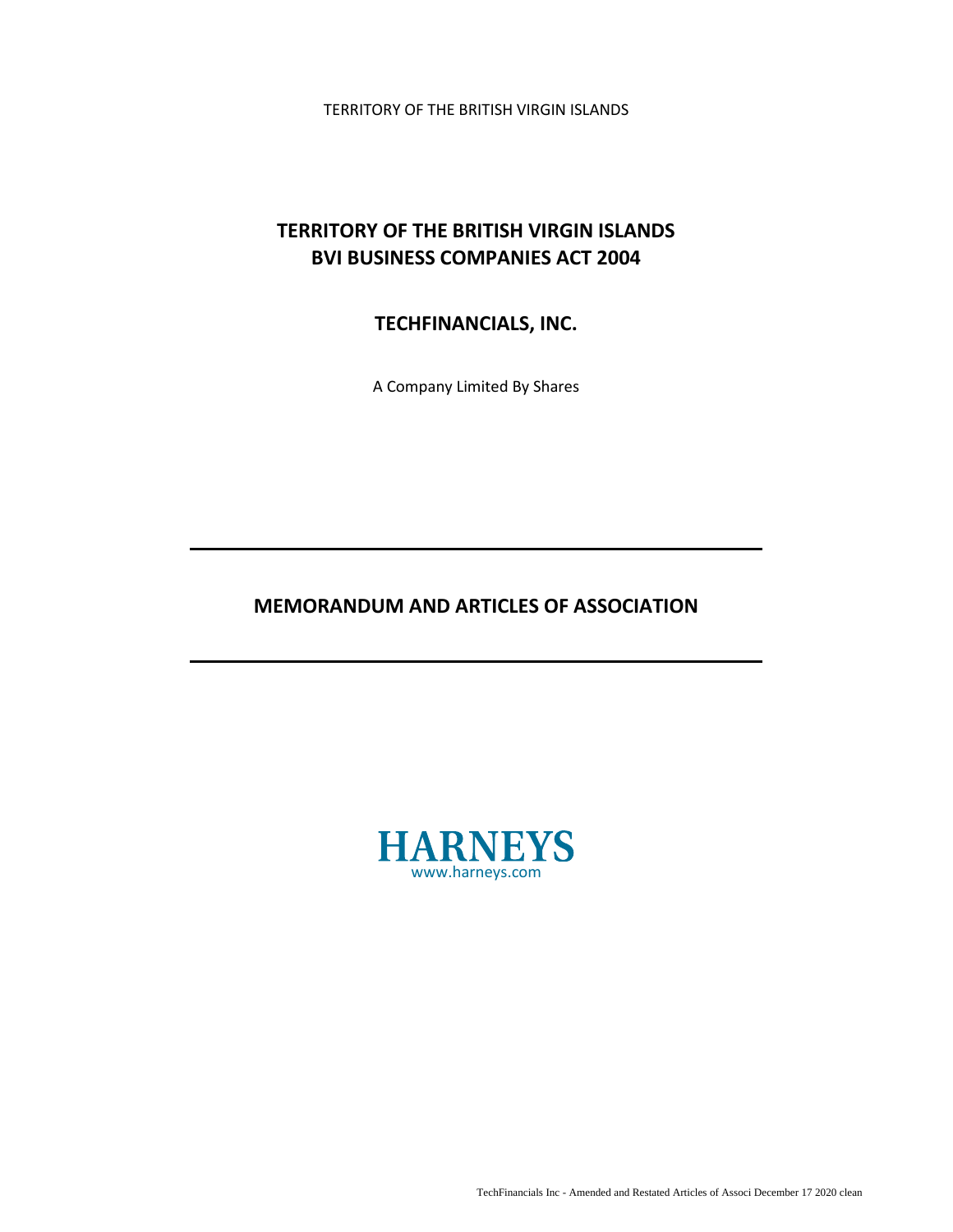TERRITORY OF THE BRITISH VIRGIN ISLANDS

# TERRITORY OF THE BRITISH VIRGIN ISLANDS
# BVI BUSINESS COMPANIES ACT 2004

## TECHFINANCIALS, INC.

A Company Limited By Shares

---

## MEMORANDUM AND ARTICLES OF ASSOCIATION

---

HARNEYS
www.harneys.com

TechFinancials Inc - Amended and Restated Articles of Associ December 17 2020 clean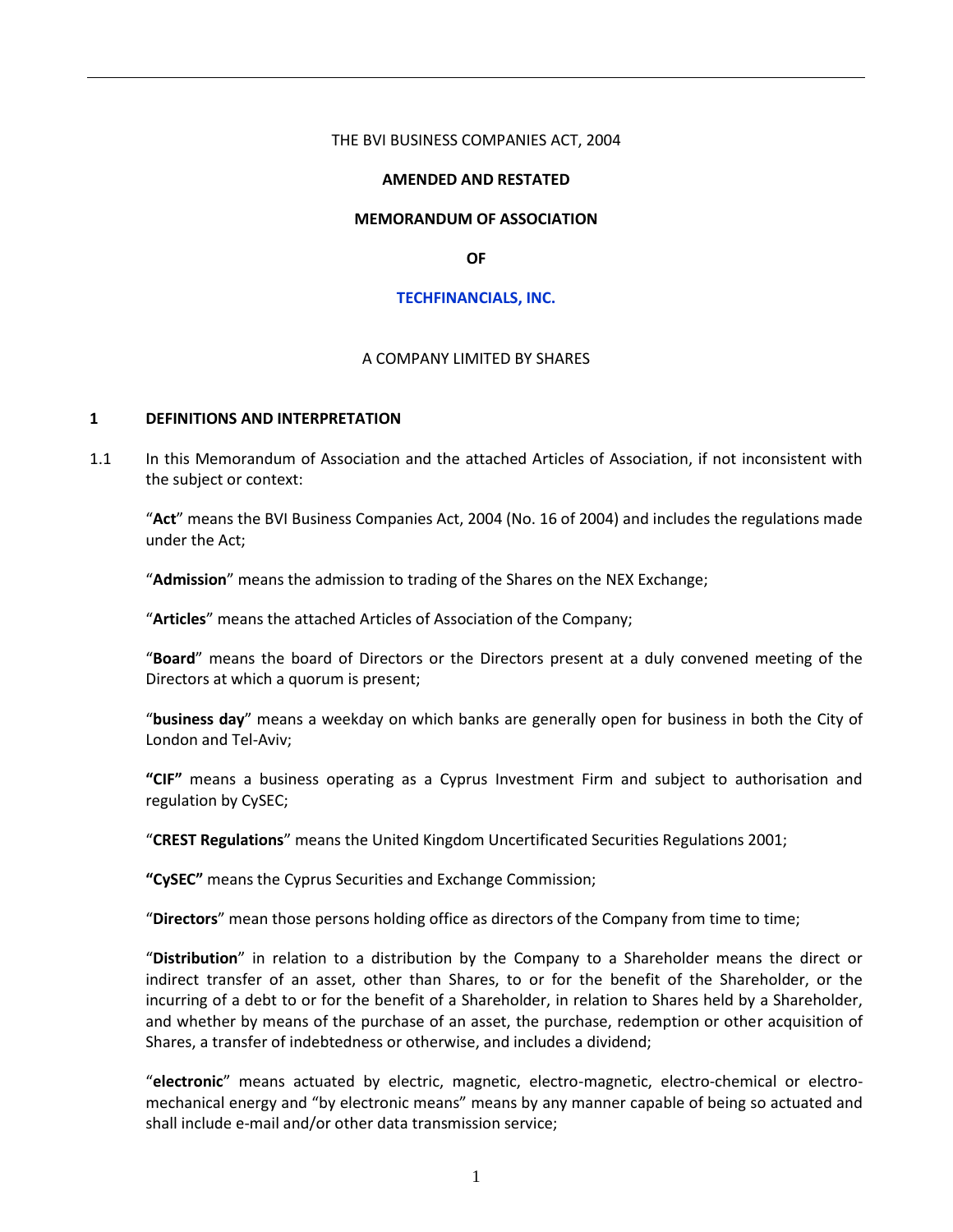THE BVI BUSINESS COMPANIES ACT, 2004

**AMENDED AND RESTATED**

**MEMORANDUM OF ASSOCIATION**

**OF**

**TECHFINANCIALS, INC.**

A COMPANY LIMITED BY SHARES

## 1 DEFINITIONS AND INTERPRETATION

1.1 In this Memorandum of Association and the attached Articles of Association, if not inconsistent with the subject or context:

"**Act**" means the BVI Business Companies Act, 2004 (No. 16 of 2004) and includes the regulations made under the Act;

"**Admission**" means the admission to trading of the Shares on the NEX Exchange;

"**Articles**" means the attached Articles of Association of the Company;

"**Board**" means the board of Directors or the Directors present at a duly convened meeting of the Directors at which a quorum is present;

"**business day**" means a weekday on which banks are generally open for business in both the City of London and Tel-Aviv;

**"CIF"** means a business operating as a Cyprus Investment Firm and subject to authorisation and regulation by CySEC;

"**CREST Regulations**" means the United Kingdom Uncertificated Securities Regulations 2001;

**"CySEC"** means the Cyprus Securities and Exchange Commission;

"**Directors**" mean those persons holding office as directors of the Company from time to time;

"**Distribution**" in relation to a distribution by the Company to a Shareholder means the direct or indirect transfer of an asset, other than Shares, to or for the benefit of the Shareholder, or the incurring of a debt to or for the benefit of a Shareholder, in relation to Shares held by a Shareholder, and whether by means of the purchase of an asset, the purchase, redemption or other acquisition of Shares, a transfer of indebtedness or otherwise, and includes a dividend;

"**electronic**" means actuated by electric, magnetic, electro-magnetic, electro-chemical or electro-mechanical energy and "by electronic means" means by any manner capable of being so actuated and shall include e-mail and/or other data transmission service;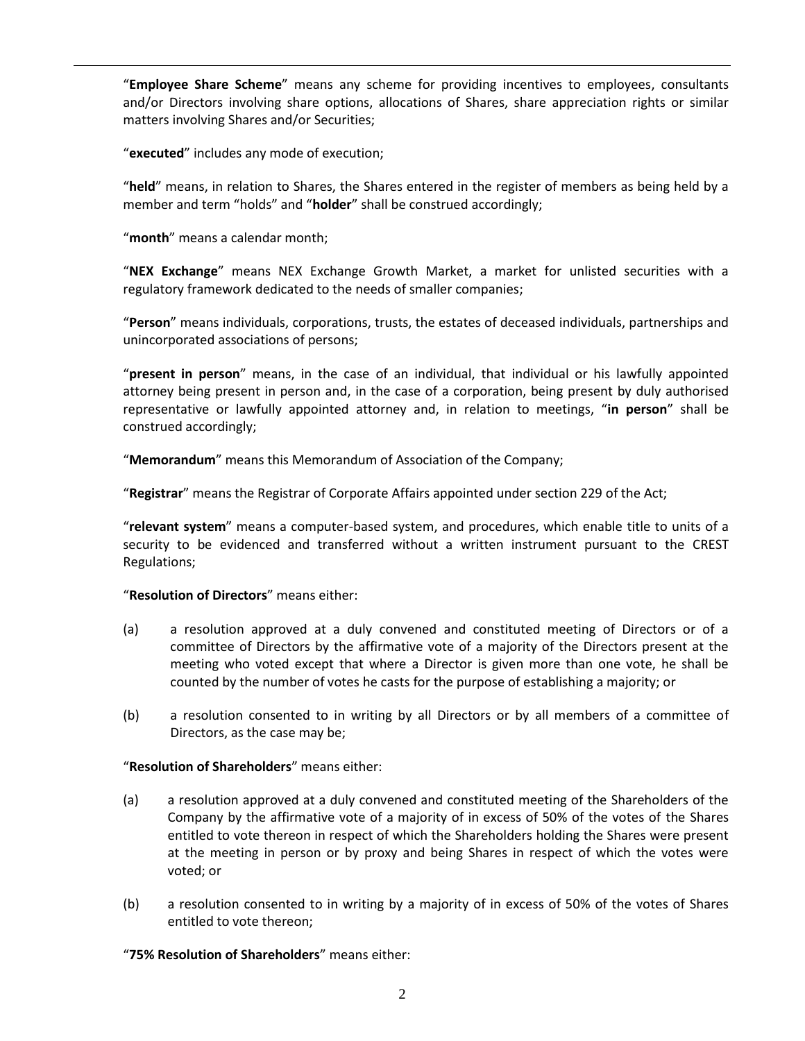"**Employee Share Scheme**" means any scheme for providing incentives to employees, consultants and/or Directors involving share options, allocations of Shares, share appreciation rights or similar matters involving Shares and/or Securities;

"**executed**" includes any mode of execution;

"**held**" means, in relation to Shares, the Shares entered in the register of members as being held by a member and term "holds" and "**holder**" shall be construed accordingly;

"**month**" means a calendar month;

"**NEX Exchange**" means NEX Exchange Growth Market, a market for unlisted securities with a regulatory framework dedicated to the needs of smaller companies;

"**Person**" means individuals, corporations, trusts, the estates of deceased individuals, partnerships and unincorporated associations of persons;

"**present in person**" means, in the case of an individual, that individual or his lawfully appointed attorney being present in person and, in the case of a corporation, being present by duly authorised representative or lawfully appointed attorney and, in relation to meetings, "**in person**" shall be construed accordingly;

"**Memorandum**" means this Memorandum of Association of the Company;

"**Registrar**" means the Registrar of Corporate Affairs appointed under section 229 of the Act;

"**relevant system**" means a computer-based system, and procedures, which enable title to units of a security to be evidenced and transferred without a written instrument pursuant to the CREST Regulations;

"**Resolution of Directors**" means either:

(a) a resolution approved at a duly convened and constituted meeting of Directors or of a committee of Directors by the affirmative vote of a majority of the Directors present at the meeting who voted except that where a Director is given more than one vote, he shall be counted by the number of votes he casts for the purpose of establishing a majority; or

(b) a resolution consented to in writing by all Directors or by all members of a committee of Directors, as the case may be;

"**Resolution of Shareholders**" means either:

(a) a resolution approved at a duly convened and constituted meeting of the Shareholders of the Company by the affirmative vote of a majority of in excess of 50% of the votes of the Shares entitled to vote thereon in respect of which the Shareholders holding the Shares were present at the meeting in person or by proxy and being Shares in respect of which the votes were voted; or

(b) a resolution consented to in writing by a majority of in excess of 50% of the votes of Shares entitled to vote thereon;

"**75% Resolution of Shareholders**" means either: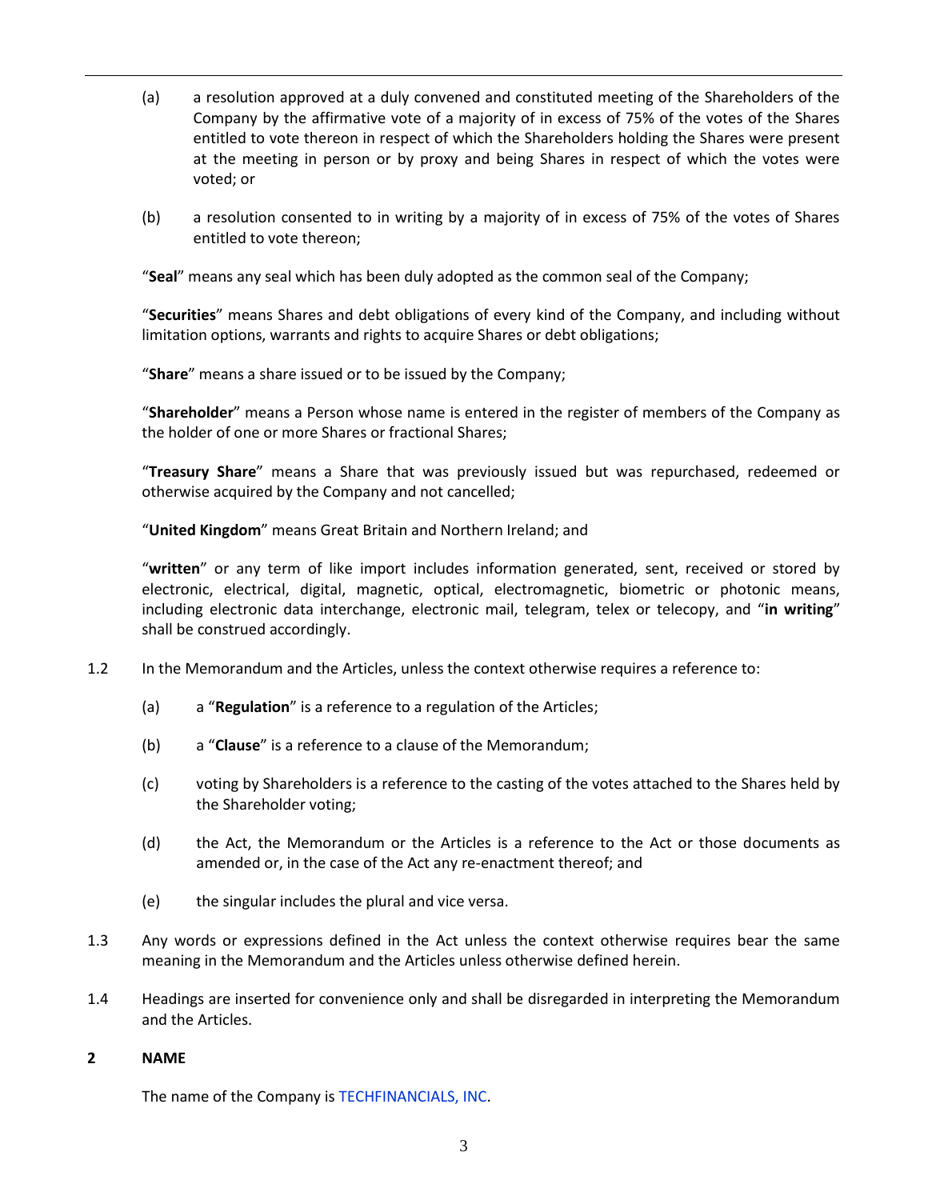(a) a resolution approved at a duly convened and constituted meeting of the Shareholders of the Company by the affirmative vote of a majority of in excess of 75% of the votes of the Shares entitled to vote thereon in respect of which the Shareholders holding the Shares were present at the meeting in person or by proxy and being Shares in respect of which the votes were voted; or

(b) a resolution consented to in writing by a majority of in excess of 75% of the votes of Shares entitled to vote thereon;

"**Seal**" means any seal which has been duly adopted as the common seal of the Company;

"**Securities**" means Shares and debt obligations of every kind of the Company, and including without limitation options, warrants and rights to acquire Shares or debt obligations;

"**Share**" means a share issued or to be issued by the Company;

"**Shareholder**" means a Person whose name is entered in the register of members of the Company as the holder of one or more Shares or fractional Shares;

"**Treasury Share**" means a Share that was previously issued but was repurchased, redeemed or otherwise acquired by the Company and not cancelled;

"**United Kingdom**" means Great Britain and Northern Ireland; and

"**written**" or any term of like import includes information generated, sent, received or stored by electronic, electrical, digital, magnetic, optical, electromagnetic, biometric or photonic means, including electronic data interchange, electronic mail, telegram, telex or telecopy, and "**in writing**" shall be construed accordingly.

1.2 In the Memorandum and the Articles, unless the context otherwise requires a reference to:

(a) a "**Regulation**" is a reference to a regulation of the Articles;

(b) a "**Clause**" is a reference to a clause of the Memorandum;

(c) voting by Shareholders is a reference to the casting of the votes attached to the Shares held by the Shareholder voting;

(d) the Act, the Memorandum or the Articles is a reference to the Act or those documents as amended or, in the case of the Act any re-enactment thereof; and

(e) the singular includes the plural and vice versa.

1.3 Any words or expressions defined in the Act unless the context otherwise requires bear the same meaning in the Memorandum and the Articles unless otherwise defined herein.

1.4 Headings are inserted for convenience only and shall be disregarded in interpreting the Memorandum and the Articles.

## 2 NAME

The name of the Company is TECHFINANCIALS, INC.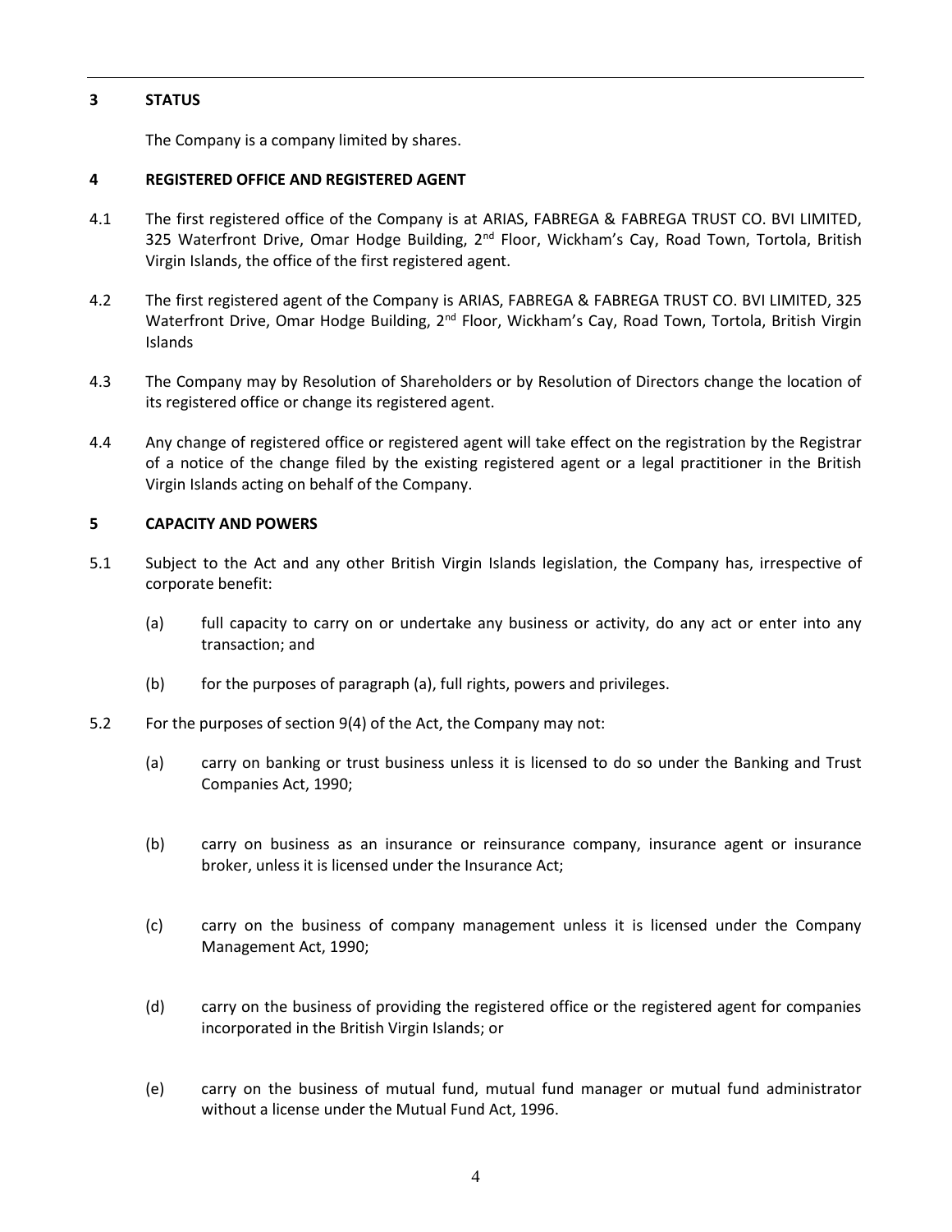## 3 STATUS

The Company is a company limited by shares.

## 4 REGISTERED OFFICE AND REGISTERED AGENT

4.1 The first registered office of the Company is at ARIAS, FABREGA & FABREGA TRUST CO. BVI LIMITED, 325 Waterfront Drive, Omar Hodge Building, 2nd Floor, Wickham's Cay, Road Town, Tortola, British Virgin Islands, the office of the first registered agent.

4.2 The first registered agent of the Company is ARIAS, FABREGA & FABREGA TRUST CO. BVI LIMITED, 325 Waterfront Drive, Omar Hodge Building, 2nd Floor, Wickham's Cay, Road Town, Tortola, British Virgin Islands

4.3 The Company may by Resolution of Shareholders or by Resolution of Directors change the location of its registered office or change its registered agent.

4.4 Any change of registered office or registered agent will take effect on the registration by the Registrar of a notice of the change filed by the existing registered agent or a legal practitioner in the British Virgin Islands acting on behalf of the Company.

## 5 CAPACITY AND POWERS

5.1 Subject to the Act and any other British Virgin Islands legislation, the Company has, irrespective of corporate benefit:

(a) full capacity to carry on or undertake any business or activity, do any act or enter into any transaction; and

(b) for the purposes of paragraph (a), full rights, powers and privileges.

5.2 For the purposes of section 9(4) of the Act, the Company may not:

(a) carry on banking or trust business unless it is licensed to do so under the Banking and Trust Companies Act, 1990;

(b) carry on business as an insurance or reinsurance company, insurance agent or insurance broker, unless it is licensed under the Insurance Act;

(c) carry on the business of company management unless it is licensed under the Company Management Act, 1990;

(d) carry on the business of providing the registered office or the registered agent for companies incorporated in the British Virgin Islands; or

(e) carry on the business of mutual fund, mutual fund manager or mutual fund administrator without a license under the Mutual Fund Act, 1996.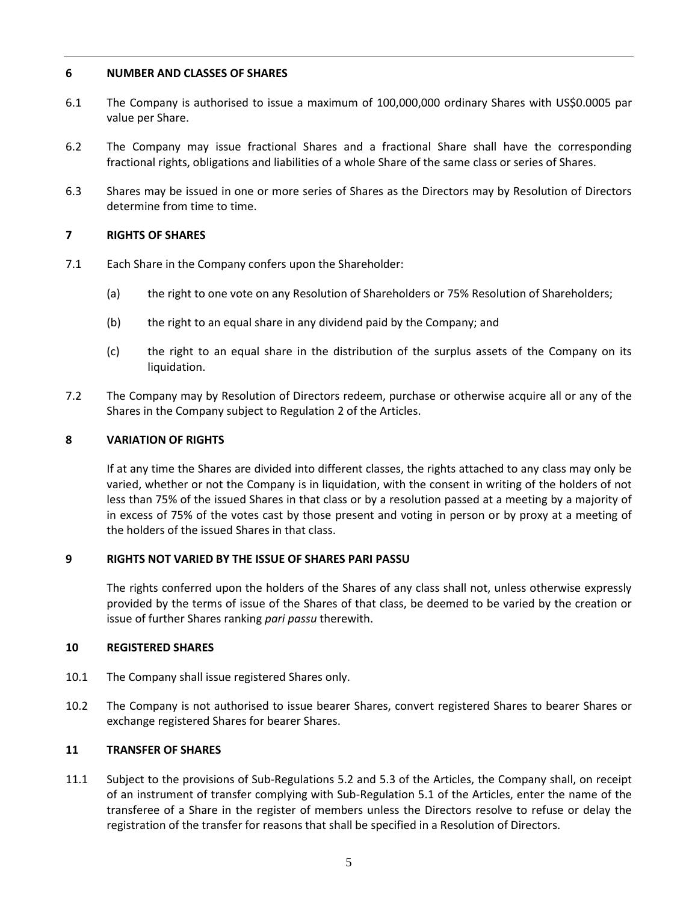## 6 NUMBER AND CLASSES OF SHARES

6.1 The Company is authorised to issue a maximum of 100,000,000 ordinary Shares with US$0.0005 par value per Share.

6.2 The Company may issue fractional Shares and a fractional Share shall have the corresponding fractional rights, obligations and liabilities of a whole Share of the same class or series of Shares.

6.3 Shares may be issued in one or more series of Shares as the Directors may by Resolution of Directors determine from time to time.

## 7 RIGHTS OF SHARES

7.1 Each Share in the Company confers upon the Shareholder:

(a) the right to one vote on any Resolution of Shareholders or 75% Resolution of Shareholders;

(b) the right to an equal share in any dividend paid by the Company; and

(c) the right to an equal share in the distribution of the surplus assets of the Company on its liquidation.

7.2 The Company may by Resolution of Directors redeem, purchase or otherwise acquire all or any of the Shares in the Company subject to Regulation 2 of the Articles.

## 8 VARIATION OF RIGHTS

If at any time the Shares are divided into different classes, the rights attached to any class may only be varied, whether or not the Company is in liquidation, with the consent in writing of the holders of not less than 75% of the issued Shares in that class or by a resolution passed at a meeting by a majority of in excess of 75% of the votes cast by those present and voting in person or by proxy at a meeting of the holders of the issued Shares in that class.

## 9 RIGHTS NOT VARIED BY THE ISSUE OF SHARES PARI PASSU

The rights conferred upon the holders of the Shares of any class shall not, unless otherwise expressly provided by the terms of issue of the Shares of that class, be deemed to be varied by the creation or issue of further Shares ranking *pari passu* therewith.

## 10 REGISTERED SHARES

10.1 The Company shall issue registered Shares only.

10.2 The Company is not authorised to issue bearer Shares, convert registered Shares to bearer Shares or exchange registered Shares for bearer Shares.

## 11 TRANSFER OF SHARES

11.1 Subject to the provisions of Sub-Regulations 5.2 and 5.3 of the Articles, the Company shall, on receipt of an instrument of transfer complying with Sub-Regulation 5.1 of the Articles, enter the name of the transferee of a Share in the register of members unless the Directors resolve to refuse or delay the registration of the transfer for reasons that shall be specified in a Resolution of Directors.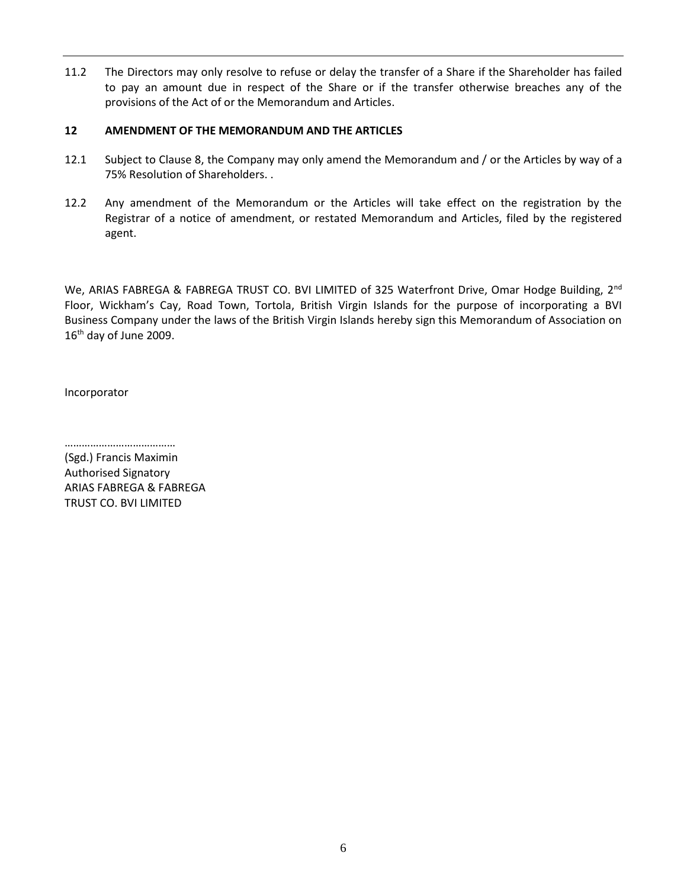11.2 The Directors may only resolve to refuse or delay the transfer of a Share if the Shareholder has failed to pay an amount due in respect of the Share or if the transfer otherwise breaches any of the provisions of the Act of or the Memorandum and Articles.

## 12 AMENDMENT OF THE MEMORANDUM AND THE ARTICLES

12.1 Subject to Clause 8, the Company may only amend the Memorandum and / or the Articles by way of a 75% Resolution of Shareholders. .

12.2 Any amendment of the Memorandum or the Articles will take effect on the registration by the Registrar of a notice of amendment, or restated Memorandum and Articles, filed by the registered agent.

We, ARIAS FABREGA & FABREGA TRUST CO. BVI LIMITED of 325 Waterfront Drive, Omar Hodge Building, 2nd Floor, Wickham's Cay, Road Town, Tortola, British Virgin Islands for the purpose of incorporating a BVI Business Company under the laws of the British Virgin Islands hereby sign this Memorandum of Association on 16th day of June 2009.

Incorporator

………………………………

(Sgd.) Francis Maximin  
Authorised Signatory  
ARIAS FABREGA & FABREGA  
TRUST CO. BVI LIMITED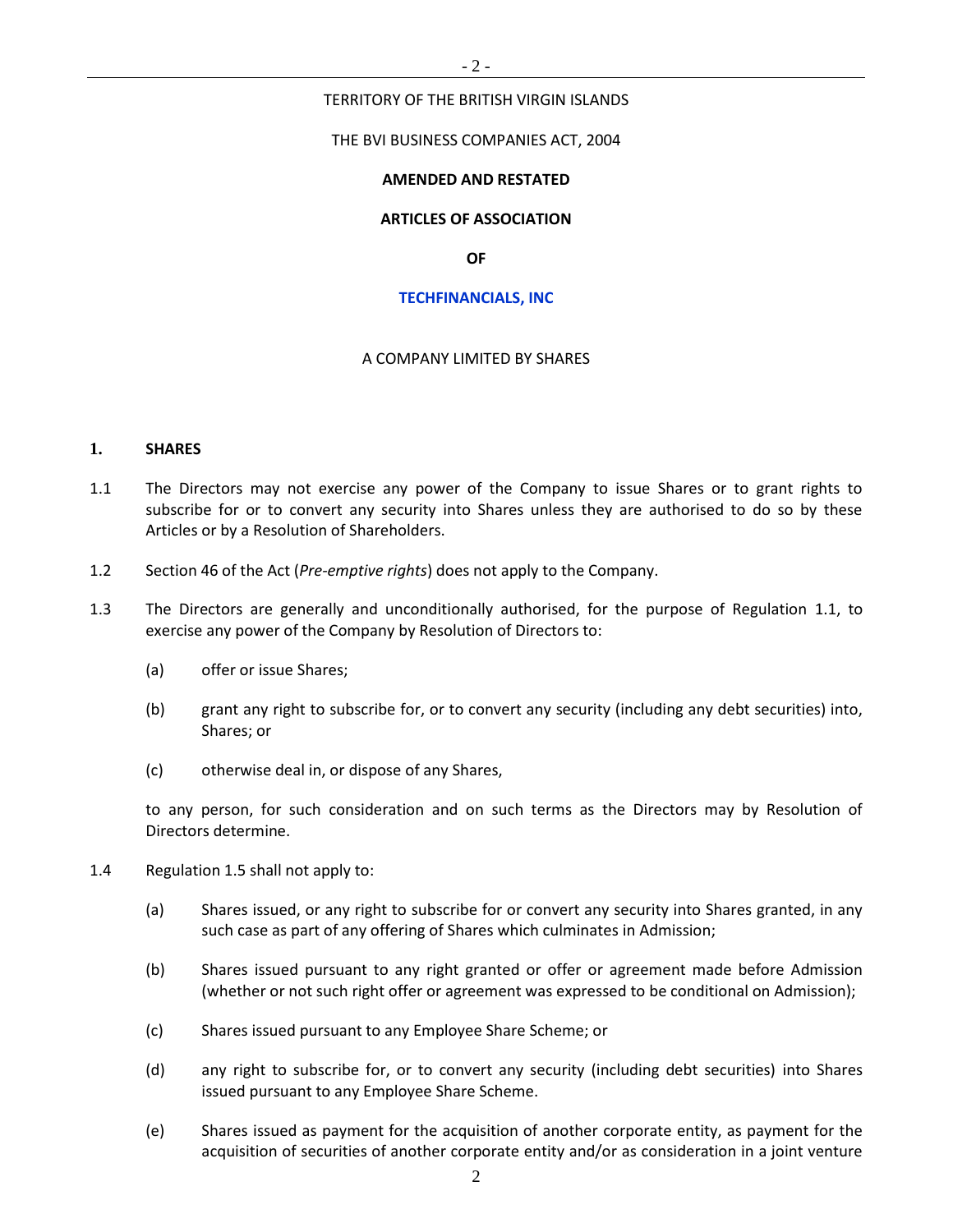TERRITORY OF THE BRITISH VIRGIN ISLANDS

THE BVI BUSINESS COMPANIES ACT, 2004

**AMENDED AND RESTATED**

**ARTICLES OF ASSOCIATION**

**OF**

**TECHFINANCIALS, INC**

A COMPANY LIMITED BY SHARES

## 1. SHARES

1.1 The Directors may not exercise any power of the Company to issue Shares or to grant rights to subscribe for or to convert any security into Shares unless they are authorised to do so by these Articles or by a Resolution of Shareholders.

1.2 Section 46 of the Act (*Pre-emptive rights*) does not apply to the Company.

1.3 The Directors are generally and unconditionally authorised, for the purpose of Regulation 1.1, to exercise any power of the Company by Resolution of Directors to:

(a) offer or issue Shares;

(b) grant any right to subscribe for, or to convert any security (including any debt securities) into, Shares; or

(c) otherwise deal in, or dispose of any Shares,

to any person, for such consideration and on such terms as the Directors may by Resolution of Directors determine.

1.4 Regulation 1.5 shall not apply to:

(a) Shares issued, or any right to subscribe for or convert any security into Shares granted, in any such case as part of any offering of Shares which culminates in Admission;

(b) Shares issued pursuant to any right granted or offer or agreement made before Admission (whether or not such right offer or agreement was expressed to be conditional on Admission);

(c) Shares issued pursuant to any Employee Share Scheme; or

(d) any right to subscribe for, or to convert any security (including debt securities) into Shares issued pursuant to any Employee Share Scheme.

(e) Shares issued as payment for the acquisition of another corporate entity, as payment for the acquisition of securities of another corporate entity and/or as consideration in a joint venture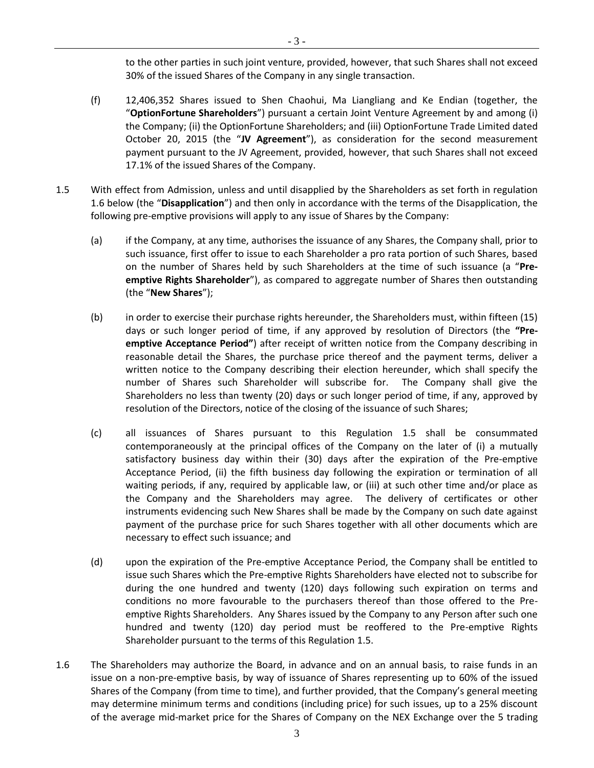to the other parties in such joint venture, provided, however, that such Shares shall not exceed 30% of the issued Shares of the Company in any single transaction.

(f) 12,406,352 Shares issued to Shen Chaohui, Ma Liangliang and Ke Endian (together, the "**OptionFortune Shareholders**") pursuant a certain Joint Venture Agreement by and among (i) the Company; (ii) the OptionFortune Shareholders; and (iii) OptionFortune Trade Limited dated October 20, 2015 (the "**JV Agreement**"), as consideration for the second measurement payment pursuant to the JV Agreement, provided, however, that such Shares shall not exceed 17.1% of the issued Shares of the Company.

1.5 With effect from Admission, unless and until disapplied by the Shareholders as set forth in regulation 1.6 below (the "**Disapplication**") and then only in accordance with the terms of the Disapplication, the following pre-emptive provisions will apply to any issue of Shares by the Company:

(a) if the Company, at any time, authorises the issuance of any Shares, the Company shall, prior to such issuance, first offer to issue to each Shareholder a pro rata portion of such Shares, based on the number of Shares held by such Shareholders at the time of such issuance (a "**Pre-emptive Rights Shareholder**"), as compared to aggregate number of Shares then outstanding (the "**New Shares**");

(b) in order to exercise their purchase rights hereunder, the Shareholders must, within fifteen (15) days or such longer period of time, if any approved by resolution of Directors (the **"Pre-emptive Acceptance Period"**) after receipt of written notice from the Company describing in reasonable detail the Shares, the purchase price thereof and the payment terms, deliver a written notice to the Company describing their election hereunder, which shall specify the number of Shares such Shareholder will subscribe for. The Company shall give the Shareholders no less than twenty (20) days or such longer period of time, if any, approved by resolution of the Directors, notice of the closing of the issuance of such Shares;

(c) all issuances of Shares pursuant to this Regulation 1.5 shall be consummated contemporaneously at the principal offices of the Company on the later of (i) a mutually satisfactory business day within their (30) days after the expiration of the Pre-emptive Acceptance Period, (ii) the fifth business day following the expiration or termination of all waiting periods, if any, required by applicable law, or (iii) at such other time and/or place as the Company and the Shareholders may agree. The delivery of certificates or other instruments evidencing such New Shares shall be made by the Company on such date against payment of the purchase price for such Shares together with all other documents which are necessary to effect such issuance; and

(d) upon the expiration of the Pre-emptive Acceptance Period, the Company shall be entitled to issue such Shares which the Pre-emptive Rights Shareholders have elected not to subscribe for during the one hundred and twenty (120) days following such expiration on terms and conditions no more favourable to the purchasers thereof than those offered to the Pre-emptive Rights Shareholders. Any Shares issued by the Company to any Person after such one hundred and twenty (120) day period must be reoffered to the Pre-emptive Rights Shareholder pursuant to the terms of this Regulation 1.5.

1.6 The Shareholders may authorize the Board, in advance and on an annual basis, to raise funds in an issue on a non-pre-emptive basis, by way of issuance of Shares representing up to 60% of the issued Shares of the Company (from time to time), and further provided, that the Company's general meeting may determine minimum terms and conditions (including price) for such issues, up to a 25% discount of the average mid-market price for the Shares of Company on the NEX Exchange over the 5 trading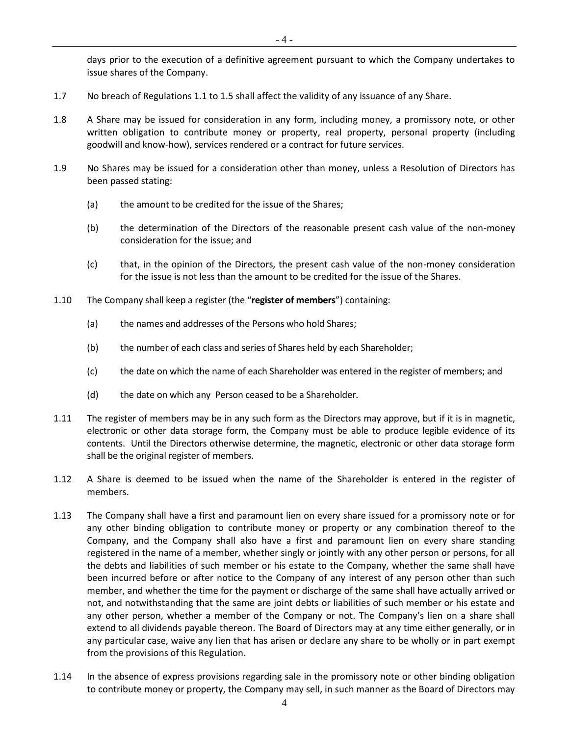days prior to the execution of a definitive agreement pursuant to which the Company undertakes to issue shares of the Company.

1.7 No breach of Regulations 1.1 to 1.5 shall affect the validity of any issuance of any Share.

1.8 A Share may be issued for consideration in any form, including money, a promissory note, or other written obligation to contribute money or property, real property, personal property (including goodwill and know-how), services rendered or a contract for future services.

1.9 No Shares may be issued for a consideration other than money, unless a Resolution of Directors has been passed stating:

(a) the amount to be credited for the issue of the Shares;

(b) the determination of the Directors of the reasonable present cash value of the non-money consideration for the issue; and

(c) that, in the opinion of the Directors, the present cash value of the non-money consideration for the issue is not less than the amount to be credited for the issue of the Shares.

1.10 The Company shall keep a register (the "**register of members**") containing:

(a) the names and addresses of the Persons who hold Shares;

(b) the number of each class and series of Shares held by each Shareholder;

(c) the date on which the name of each Shareholder was entered in the register of members; and

(d) the date on which any Person ceased to be a Shareholder.

1.11 The register of members may be in any such form as the Directors may approve, but if it is in magnetic, electronic or other data storage form, the Company must be able to produce legible evidence of its contents. Until the Directors otherwise determine, the magnetic, electronic or other data storage form shall be the original register of members.

1.12 A Share is deemed to be issued when the name of the Shareholder is entered in the register of members.

1.13 The Company shall have a first and paramount lien on every share issued for a promissory note or for any other binding obligation to contribute money or property or any combination thereof to the Company, and the Company shall also have a first and paramount lien on every share standing registered in the name of a member, whether singly or jointly with any other person or persons, for all the debts and liabilities of such member or his estate to the Company, whether the same shall have been incurred before or after notice to the Company of any interest of any person other than such member, and whether the time for the payment or discharge of the same shall have actually arrived or not, and notwithstanding that the same are joint debts or liabilities of such member or his estate and any other person, whether a member of the Company or not. The Company's lien on a share shall extend to all dividends payable thereon. The Board of Directors may at any time either generally, or in any particular case, waive any lien that has arisen or declare any share to be wholly or in part exempt from the provisions of this Regulation.

1.14 In the absence of express provisions regarding sale in the promissory note or other binding obligation to contribute money or property, the Company may sell, in such manner as the Board of Directors may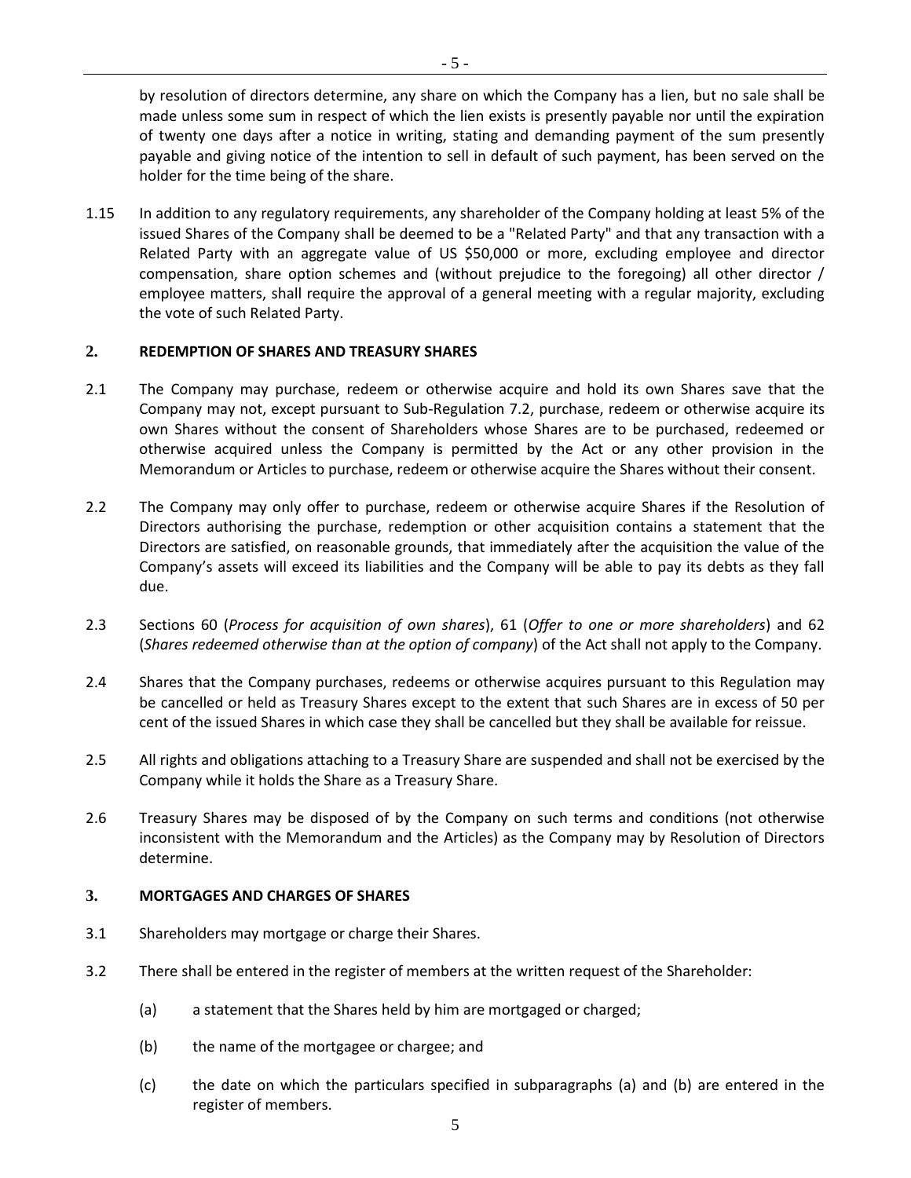by resolution of directors determine, any share on which the Company has a lien, but no sale shall be made unless some sum in respect of which the lien exists is presently payable nor until the expiration of twenty one days after a notice in writing, stating and demanding payment of the sum presently payable and giving notice of the intention to sell in default of such payment, has been served on the holder for the time being of the share.

1.15 In addition to any regulatory requirements, any shareholder of the Company holding at least 5% of the issued Shares of the Company shall be deemed to be a "Related Party" and that any transaction with a Related Party with an aggregate value of US $50,000 or more, excluding employee and director compensation, share option schemes and (without prejudice to the foregoing) all other director / employee matters, shall require the approval of a general meeting with a regular majority, excluding the vote of such Related Party.

## 2. REDEMPTION OF SHARES AND TREASURY SHARES

2.1 The Company may purchase, redeem or otherwise acquire and hold its own Shares save that the Company may not, except pursuant to Sub-Regulation 7.2, purchase, redeem or otherwise acquire its own Shares without the consent of Shareholders whose Shares are to be purchased, redeemed or otherwise acquired unless the Company is permitted by the Act or any other provision in the Memorandum or Articles to purchase, redeem or otherwise acquire the Shares without their consent.

2.2 The Company may only offer to purchase, redeem or otherwise acquire Shares if the Resolution of Directors authorising the purchase, redemption or other acquisition contains a statement that the Directors are satisfied, on reasonable grounds, that immediately after the acquisition the value of the Company's assets will exceed its liabilities and the Company will be able to pay its debts as they fall due.

2.3 Sections 60 (*Process for acquisition of own shares*), 61 (*Offer to one or more shareholders*) and 62 (*Shares redeemed otherwise than at the option of company*) of the Act shall not apply to the Company.

2.4 Shares that the Company purchases, redeems or otherwise acquires pursuant to this Regulation may be cancelled or held as Treasury Shares except to the extent that such Shares are in excess of 50 per cent of the issued Shares in which case they shall be cancelled but they shall be available for reissue.

2.5 All rights and obligations attaching to a Treasury Share are suspended and shall not be exercised by the Company while it holds the Share as a Treasury Share.

2.6 Treasury Shares may be disposed of by the Company on such terms and conditions (not otherwise inconsistent with the Memorandum and the Articles) as the Company may by Resolution of Directors determine.

## 3. MORTGAGES AND CHARGES OF SHARES

3.1 Shareholders may mortgage or charge their Shares.

3.2 There shall be entered in the register of members at the written request of the Shareholder:

(a) a statement that the Shares held by him are mortgaged or charged;

(b) the name of the mortgagee or chargee; and

(c) the date on which the particulars specified in subparagraphs (a) and (b) are entered in the register of members.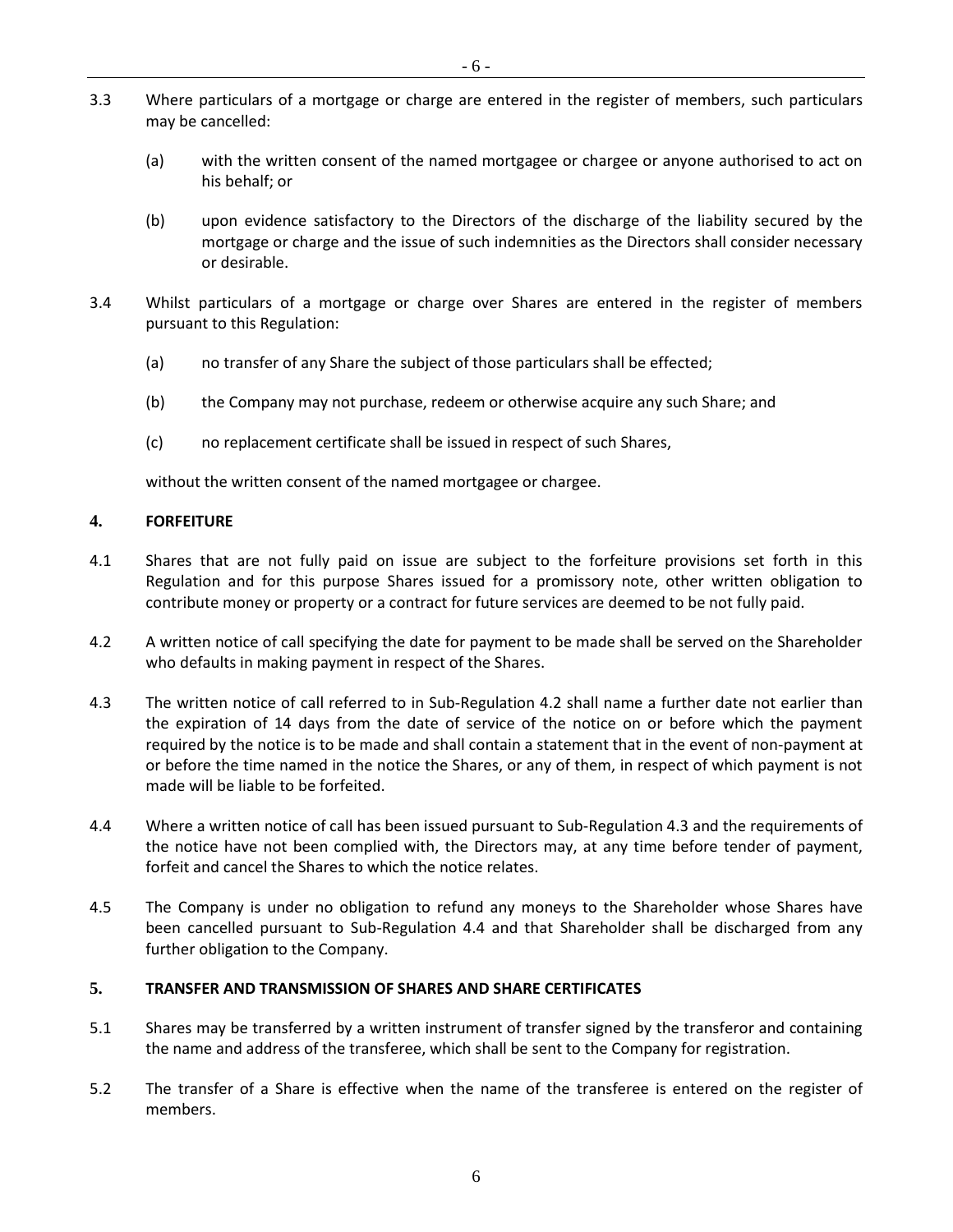3.3 Where particulars of a mortgage or charge are entered in the register of members, such particulars may be cancelled:

(a) with the written consent of the named mortgagee or chargee or anyone authorised to act on his behalf; or

(b) upon evidence satisfactory to the Directors of the discharge of the liability secured by the mortgage or charge and the issue of such indemnities as the Directors shall consider necessary or desirable.

3.4 Whilst particulars of a mortgage or charge over Shares are entered in the register of members pursuant to this Regulation:

(a) no transfer of any Share the subject of those particulars shall be effected;

(b) the Company may not purchase, redeem or otherwise acquire any such Share; and

(c) no replacement certificate shall be issued in respect of such Shares,

without the written consent of the named mortgagee or chargee.

## 4. FORFEITURE

4.1 Shares that are not fully paid on issue are subject to the forfeiture provisions set forth in this Regulation and for this purpose Shares issued for a promissory note, other written obligation to contribute money or property or a contract for future services are deemed to be not fully paid.

4.2 A written notice of call specifying the date for payment to be made shall be served on the Shareholder who defaults in making payment in respect of the Shares.

4.3 The written notice of call referred to in Sub-Regulation 4.2 shall name a further date not earlier than the expiration of 14 days from the date of service of the notice on or before which the payment required by the notice is to be made and shall contain a statement that in the event of non-payment at or before the time named in the notice the Shares, or any of them, in respect of which payment is not made will be liable to be forfeited.

4.4 Where a written notice of call has been issued pursuant to Sub-Regulation 4.3 and the requirements of the notice have not been complied with, the Directors may, at any time before tender of payment, forfeit and cancel the Shares to which the notice relates.

4.5 The Company is under no obligation to refund any moneys to the Shareholder whose Shares have been cancelled pursuant to Sub-Regulation 4.4 and that Shareholder shall be discharged from any further obligation to the Company.

## 5. TRANSFER AND TRANSMISSION OF SHARES AND SHARE CERTIFICATES

5.1 Shares may be transferred by a written instrument of transfer signed by the transferor and containing the name and address of the transferee, which shall be sent to the Company for registration.

5.2 The transfer of a Share is effective when the name of the transferee is entered on the register of members.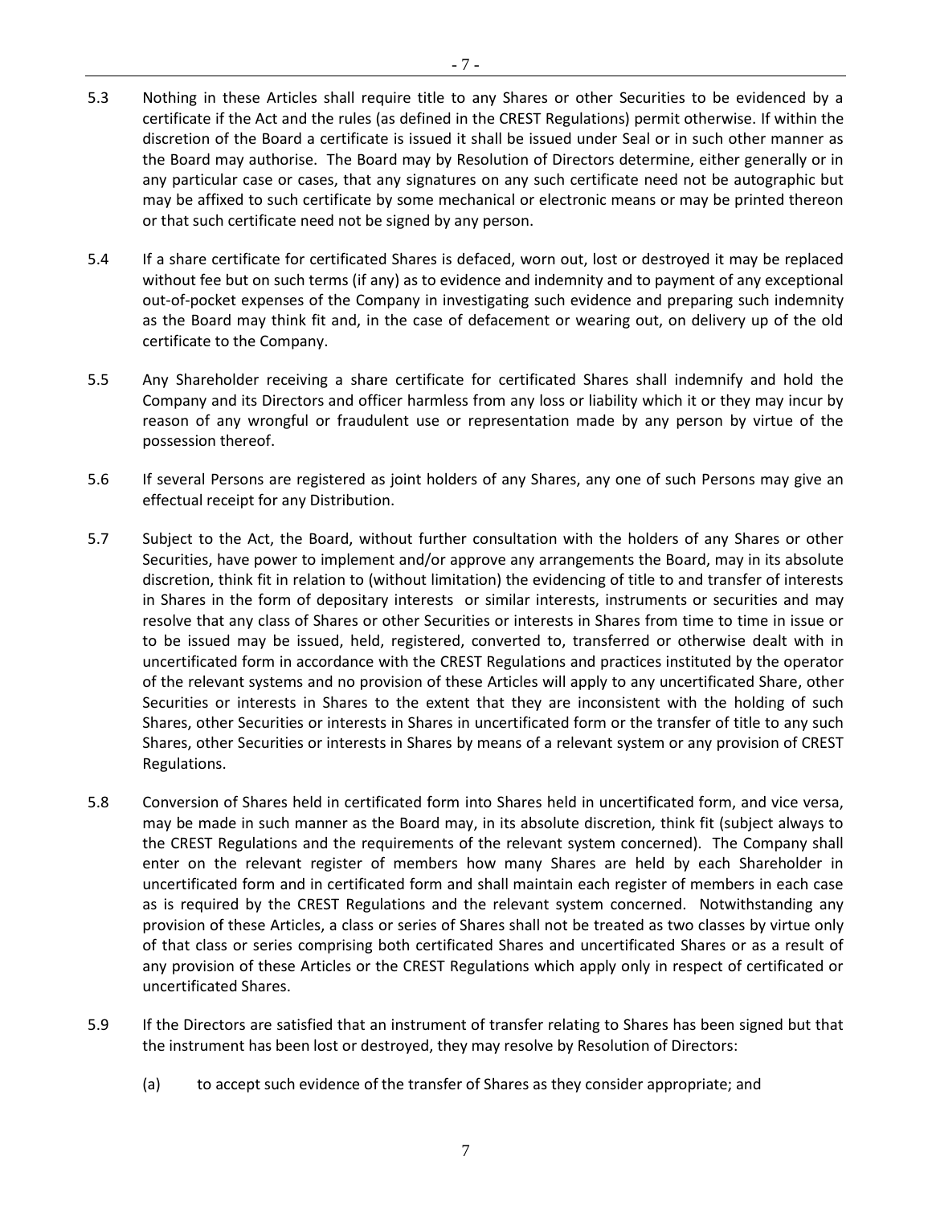5.3 Nothing in these Articles shall require title to any Shares or other Securities to be evidenced by a certificate if the Act and the rules (as defined in the CREST Regulations) permit otherwise. If within the discretion of the Board a certificate is issued it shall be issued under Seal or in such other manner as the Board may authorise. The Board may by Resolution of Directors determine, either generally or in any particular case or cases, that any signatures on any such certificate need not be autographic but may be affixed to such certificate by some mechanical or electronic means or may be printed thereon or that such certificate need not be signed by any person.

5.4 If a share certificate for certificated Shares is defaced, worn out, lost or destroyed it may be replaced without fee but on such terms (if any) as to evidence and indemnity and to payment of any exceptional out-of-pocket expenses of the Company in investigating such evidence and preparing such indemnity as the Board may think fit and, in the case of defacement or wearing out, on delivery up of the old certificate to the Company.

5.5 Any Shareholder receiving a share certificate for certificated Shares shall indemnify and hold the Company and its Directors and officer harmless from any loss or liability which it or they may incur by reason of any wrongful or fraudulent use or representation made by any person by virtue of the possession thereof.

5.6 If several Persons are registered as joint holders of any Shares, any one of such Persons may give an effectual receipt for any Distribution.

5.7 Subject to the Act, the Board, without further consultation with the holders of any Shares or other Securities, have power to implement and/or approve any arrangements the Board, may in its absolute discretion, think fit in relation to (without limitation) the evidencing of title to and transfer of interests in Shares in the form of depositary interests or similar interests, instruments or securities and may resolve that any class of Shares or other Securities or interests in Shares from time to time in issue or to be issued may be issued, held, registered, converted to, transferred or otherwise dealt with in uncertificated form in accordance with the CREST Regulations and practices instituted by the operator of the relevant systems and no provision of these Articles will apply to any uncertificated Share, other Securities or interests in Shares to the extent that they are inconsistent with the holding of such Shares, other Securities or interests in Shares in uncertificated form or the transfer of title to any such Shares, other Securities or interests in Shares by means of a relevant system or any provision of CREST Regulations.

5.8 Conversion of Shares held in certificated form into Shares held in uncertificated form, and vice versa, may be made in such manner as the Board may, in its absolute discretion, think fit (subject always to the CREST Regulations and the requirements of the relevant system concerned). The Company shall enter on the relevant register of members how many Shares are held by each Shareholder in uncertificated form and in certificated form and shall maintain each register of members in each case as is required by the CREST Regulations and the relevant system concerned. Notwithstanding any provision of these Articles, a class or series of Shares shall not be treated as two classes by virtue only of that class or series comprising both certificated Shares and uncertificated Shares or as a result of any provision of these Articles or the CREST Regulations which apply only in respect of certificated or uncertificated Shares.

5.9 If the Directors are satisfied that an instrument of transfer relating to Shares has been signed but that the instrument has been lost or destroyed, they may resolve by Resolution of Directors:

(a) to accept such evidence of the transfer of Shares as they consider appropriate; and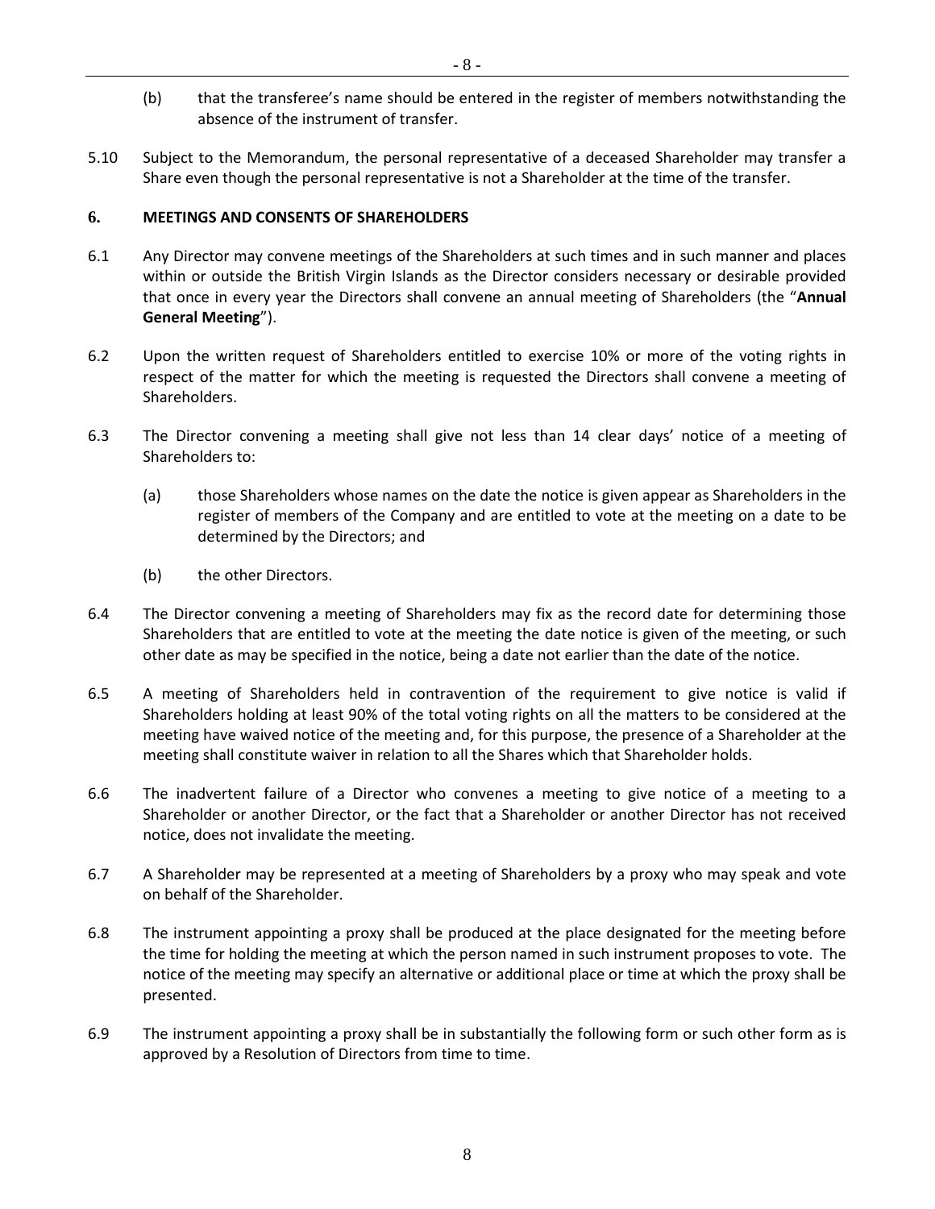(b) that the transferee's name should be entered in the register of members notwithstanding the absence of the instrument of transfer.

5.10 Subject to the Memorandum, the personal representative of a deceased Shareholder may transfer a Share even though the personal representative is not a Shareholder at the time of the transfer.

## 6. MEETINGS AND CONSENTS OF SHAREHOLDERS

6.1 Any Director may convene meetings of the Shareholders at such times and in such manner and places within or outside the British Virgin Islands as the Director considers necessary or desirable provided that once in every year the Directors shall convene an annual meeting of Shareholders (the "**Annual General Meeting**").

6.2 Upon the written request of Shareholders entitled to exercise 10% or more of the voting rights in respect of the matter for which the meeting is requested the Directors shall convene a meeting of Shareholders.

6.3 The Director convening a meeting shall give not less than 14 clear days' notice of a meeting of Shareholders to:

(a) those Shareholders whose names on the date the notice is given appear as Shareholders in the register of members of the Company and are entitled to vote at the meeting on a date to be determined by the Directors; and

(b) the other Directors.

6.4 The Director convening a meeting of Shareholders may fix as the record date for determining those Shareholders that are entitled to vote at the meeting the date notice is given of the meeting, or such other date as may be specified in the notice, being a date not earlier than the date of the notice.

6.5 A meeting of Shareholders held in contravention of the requirement to give notice is valid if Shareholders holding at least 90% of the total voting rights on all the matters to be considered at the meeting have waived notice of the meeting and, for this purpose, the presence of a Shareholder at the meeting shall constitute waiver in relation to all the Shares which that Shareholder holds.

6.6 The inadvertent failure of a Director who convenes a meeting to give notice of a meeting to a Shareholder or another Director, or the fact that a Shareholder or another Director has not received notice, does not invalidate the meeting.

6.7 A Shareholder may be represented at a meeting of Shareholders by a proxy who may speak and vote on behalf of the Shareholder.

6.8 The instrument appointing a proxy shall be produced at the place designated for the meeting before the time for holding the meeting at which the person named in such instrument proposes to vote. The notice of the meeting may specify an alternative or additional place or time at which the proxy shall be presented.

6.9 The instrument appointing a proxy shall be in substantially the following form or such other form as is approved by a Resolution of Directors from time to time.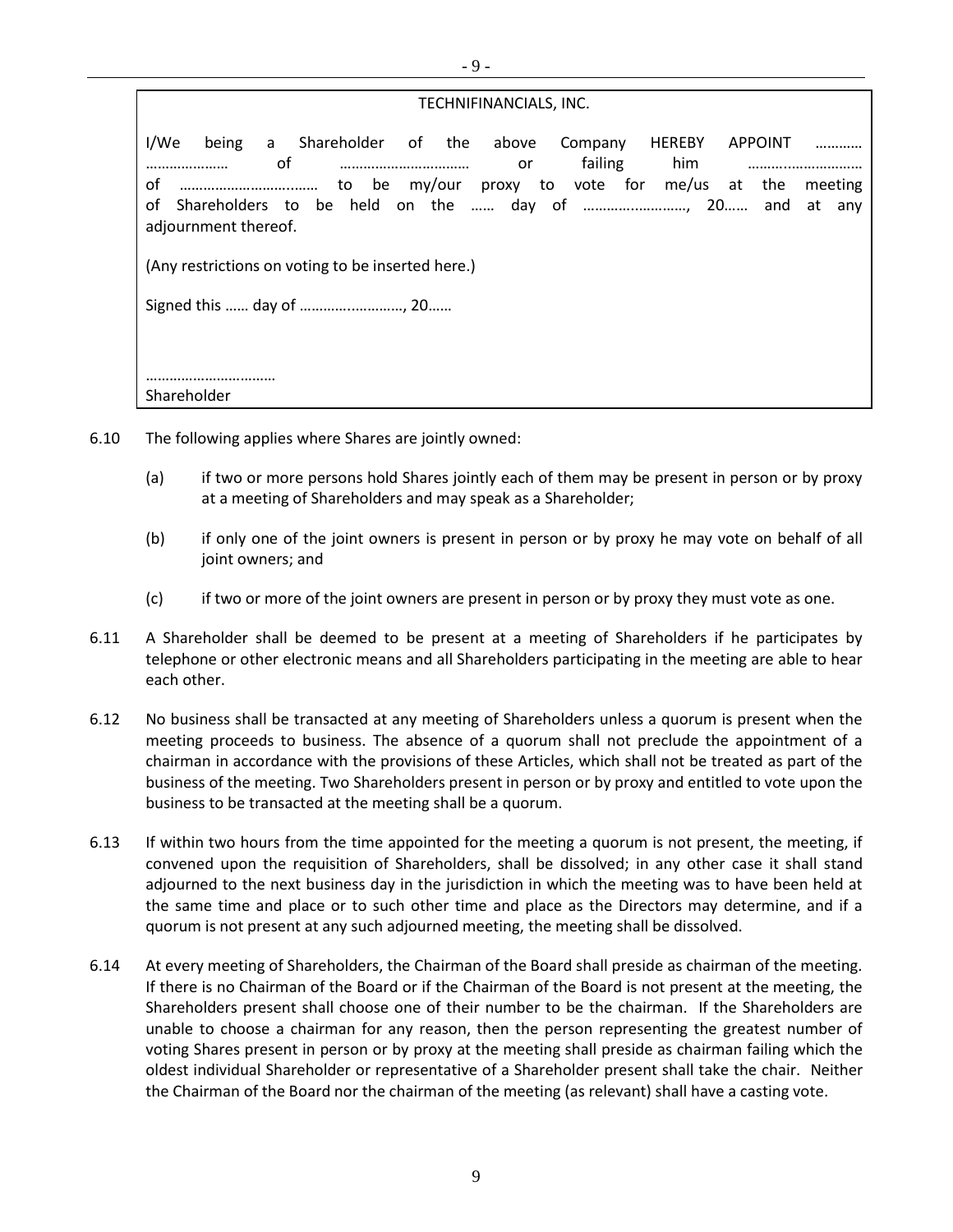TECHNIFINANCIALS, INC.

I/We being a Shareholder of the above Company HEREBY APPOINT ………… ………………… of …………………………… or failing him ………..……………… of …………………………..…… to be my/our proxy to vote for me/us at the meeting of Shareholders to be held on the …… day of ……………..………, 20…… and at any adjournment thereof.

(Any restrictions on voting to be inserted here.)

Signed this …… day of …………..…………, 20……

……………………………
Shareholder

6.10 The following applies where Shares are jointly owned:

(a) if two or more persons hold Shares jointly each of them may be present in person or by proxy at a meeting of Shareholders and may speak as a Shareholder;

(b) if only one of the joint owners is present in person or by proxy he may vote on behalf of all joint owners; and

(c) if two or more of the joint owners are present in person or by proxy they must vote as one.

6.11 A Shareholder shall be deemed to be present at a meeting of Shareholders if he participates by telephone or other electronic means and all Shareholders participating in the meeting are able to hear each other.

6.12 No business shall be transacted at any meeting of Shareholders unless a quorum is present when the meeting proceeds to business. The absence of a quorum shall not preclude the appointment of a chairman in accordance with the provisions of these Articles, which shall not be treated as part of the business of the meeting. Two Shareholders present in person or by proxy and entitled to vote upon the business to be transacted at the meeting shall be a quorum.

6.13 If within two hours from the time appointed for the meeting a quorum is not present, the meeting, if convened upon the requisition of Shareholders, shall be dissolved; in any other case it shall stand adjourned to the next business day in the jurisdiction in which the meeting was to have been held at the same time and place or to such other time and place as the Directors may determine, and if a quorum is not present at any such adjourned meeting, the meeting shall be dissolved.

6.14 At every meeting of Shareholders, the Chairman of the Board shall preside as chairman of the meeting. If there is no Chairman of the Board or if the Chairman of the Board is not present at the meeting, the Shareholders present shall choose one of their number to be the chairman. If the Shareholders are unable to choose a chairman for any reason, then the person representing the greatest number of voting Shares present in person or by proxy at the meeting shall preside as chairman failing which the oldest individual Shareholder or representative of a Shareholder present shall take the chair. Neither the Chairman of the Board nor the chairman of the meeting (as relevant) shall have a casting vote.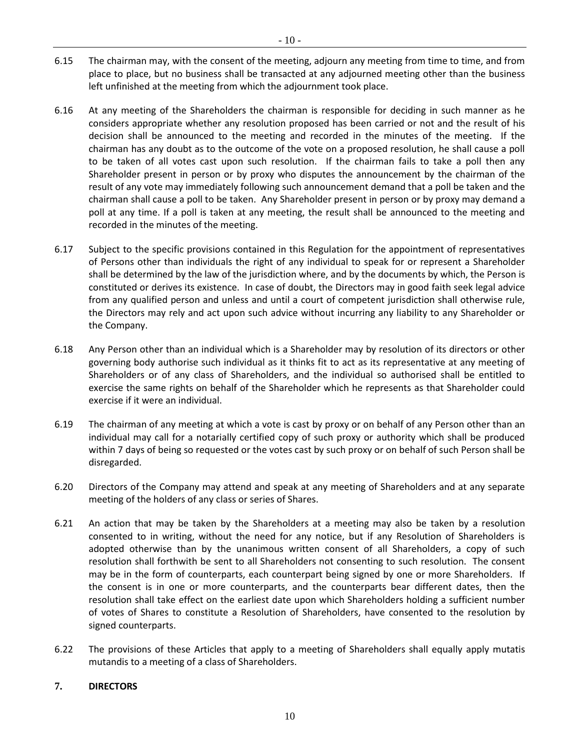6.15 The chairman may, with the consent of the meeting, adjourn any meeting from time to time, and from place to place, but no business shall be transacted at any adjourned meeting other than the business left unfinished at the meeting from which the adjournment took place.

6.16 At any meeting of the Shareholders the chairman is responsible for deciding in such manner as he considers appropriate whether any resolution proposed has been carried or not and the result of his decision shall be announced to the meeting and recorded in the minutes of the meeting. If the chairman has any doubt as to the outcome of the vote on a proposed resolution, he shall cause a poll to be taken of all votes cast upon such resolution. If the chairman fails to take a poll then any Shareholder present in person or by proxy who disputes the announcement by the chairman of the result of any vote may immediately following such announcement demand that a poll be taken and the chairman shall cause a poll to be taken. Any Shareholder present in person or by proxy may demand a poll at any time. If a poll is taken at any meeting, the result shall be announced to the meeting and recorded in the minutes of the meeting.

6.17 Subject to the specific provisions contained in this Regulation for the appointment of representatives of Persons other than individuals the right of any individual to speak for or represent a Shareholder shall be determined by the law of the jurisdiction where, and by the documents by which, the Person is constituted or derives its existence. In case of doubt, the Directors may in good faith seek legal advice from any qualified person and unless and until a court of competent jurisdiction shall otherwise rule, the Directors may rely and act upon such advice without incurring any liability to any Shareholder or the Company.

6.18 Any Person other than an individual which is a Shareholder may by resolution of its directors or other governing body authorise such individual as it thinks fit to act as its representative at any meeting of Shareholders or of any class of Shareholders, and the individual so authorised shall be entitled to exercise the same rights on behalf of the Shareholder which he represents as that Shareholder could exercise if it were an individual.

6.19 The chairman of any meeting at which a vote is cast by proxy or on behalf of any Person other than an individual may call for a notarially certified copy of such proxy or authority which shall be produced within 7 days of being so requested or the votes cast by such proxy or on behalf of such Person shall be disregarded.

6.20 Directors of the Company may attend and speak at any meeting of Shareholders and at any separate meeting of the holders of any class or series of Shares.

6.21 An action that may be taken by the Shareholders at a meeting may also be taken by a resolution consented to in writing, without the need for any notice, but if any Resolution of Shareholders is adopted otherwise than by the unanimous written consent of all Shareholders, a copy of such resolution shall forthwith be sent to all Shareholders not consenting to such resolution. The consent may be in the form of counterparts, each counterpart being signed by one or more Shareholders. If the consent is in one or more counterparts, and the counterparts bear different dates, then the resolution shall take effect on the earliest date upon which Shareholders holding a sufficient number of votes of Shares to constitute a Resolution of Shareholders, have consented to the resolution by signed counterparts.

6.22 The provisions of these Articles that apply to a meeting of Shareholders shall equally apply mutatis mutandis to a meeting of a class of Shareholders.

## 7. DIRECTORS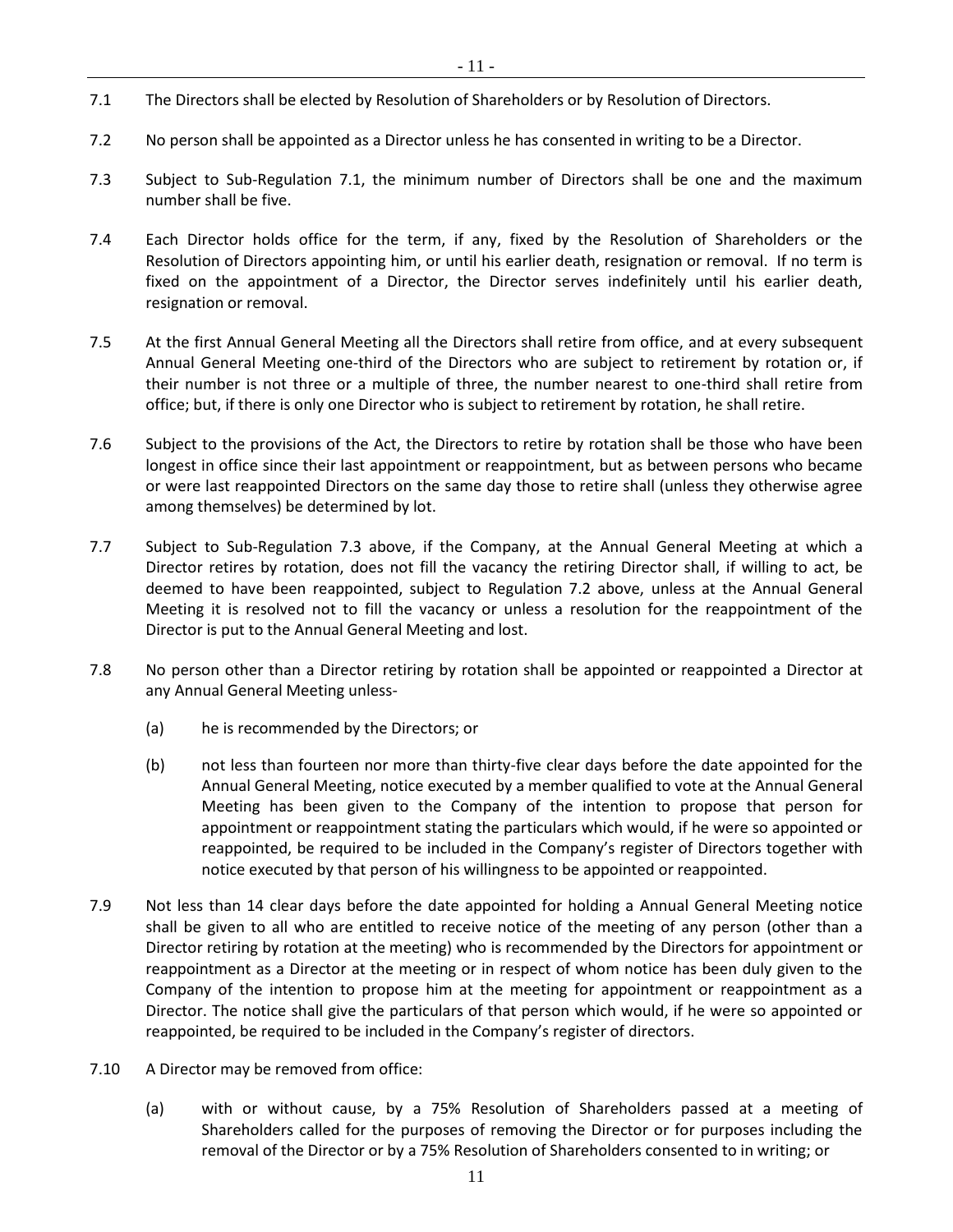7.1 The Directors shall be elected by Resolution of Shareholders or by Resolution of Directors.

7.2 No person shall be appointed as a Director unless he has consented in writing to be a Director.

7.3 Subject to Sub-Regulation 7.1, the minimum number of Directors shall be one and the maximum number shall be five.

7.4 Each Director holds office for the term, if any, fixed by the Resolution of Shareholders or the Resolution of Directors appointing him, or until his earlier death, resignation or removal. If no term is fixed on the appointment of a Director, the Director serves indefinitely until his earlier death, resignation or removal.

7.5 At the first Annual General Meeting all the Directors shall retire from office, and at every subsequent Annual General Meeting one-third of the Directors who are subject to retirement by rotation or, if their number is not three or a multiple of three, the number nearest to one-third shall retire from office; but, if there is only one Director who is subject to retirement by rotation, he shall retire.

7.6 Subject to the provisions of the Act, the Directors to retire by rotation shall be those who have been longest in office since their last appointment or reappointment, but as between persons who became or were last reappointed Directors on the same day those to retire shall (unless they otherwise agree among themselves) be determined by lot.

7.7 Subject to Sub-Regulation 7.3 above, if the Company, at the Annual General Meeting at which a Director retires by rotation, does not fill the vacancy the retiring Director shall, if willing to act, be deemed to have been reappointed, subject to Regulation 7.2 above, unless at the Annual General Meeting it is resolved not to fill the vacancy or unless a resolution for the reappointment of the Director is put to the Annual General Meeting and lost.

7.8 No person other than a Director retiring by rotation shall be appointed or reappointed a Director at any Annual General Meeting unless-

(a) he is recommended by the Directors; or

(b) not less than fourteen nor more than thirty-five clear days before the date appointed for the Annual General Meeting, notice executed by a member qualified to vote at the Annual General Meeting has been given to the Company of the intention to propose that person for appointment or reappointment stating the particulars which would, if he were so appointed or reappointed, be required to be included in the Company's register of Directors together with notice executed by that person of his willingness to be appointed or reappointed.

7.9 Not less than 14 clear days before the date appointed for holding a Annual General Meeting notice shall be given to all who are entitled to receive notice of the meeting of any person (other than a Director retiring by rotation at the meeting) who is recommended by the Directors for appointment or reappointment as a Director at the meeting or in respect of whom notice has been duly given to the Company of the intention to propose him at the meeting for appointment or reappointment as a Director. The notice shall give the particulars of that person which would, if he were so appointed or reappointed, be required to be included in the Company's register of directors.

7.10 A Director may be removed from office:

(a) with or without cause, by a 75% Resolution of Shareholders passed at a meeting of Shareholders called for the purposes of removing the Director or for purposes including the removal of the Director or by a 75% Resolution of Shareholders consented to in writing; or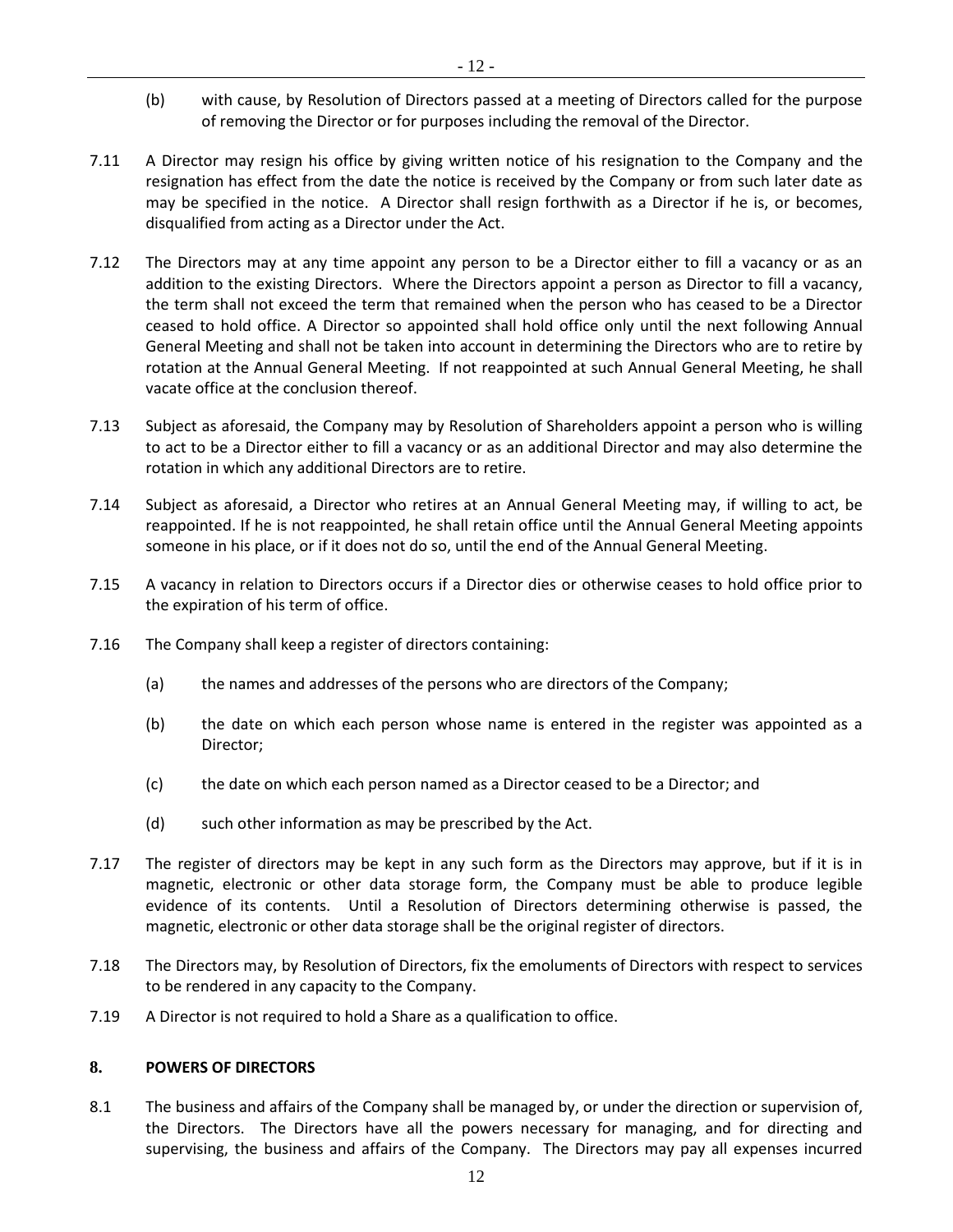(b) with cause, by Resolution of Directors passed at a meeting of Directors called for the purpose of removing the Director or for purposes including the removal of the Director.

7.11 A Director may resign his office by giving written notice of his resignation to the Company and the resignation has effect from the date the notice is received by the Company or from such later date as may be specified in the notice. A Director shall resign forthwith as a Director if he is, or becomes, disqualified from acting as a Director under the Act.

7.12 The Directors may at any time appoint any person to be a Director either to fill a vacancy or as an addition to the existing Directors. Where the Directors appoint a person as Director to fill a vacancy, the term shall not exceed the term that remained when the person who has ceased to be a Director ceased to hold office. A Director so appointed shall hold office only until the next following Annual General Meeting and shall not be taken into account in determining the Directors who are to retire by rotation at the Annual General Meeting. If not reappointed at such Annual General Meeting, he shall vacate office at the conclusion thereof.

7.13 Subject as aforesaid, the Company may by Resolution of Shareholders appoint a person who is willing to act to be a Director either to fill a vacancy or as an additional Director and may also determine the rotation in which any additional Directors are to retire.

7.14 Subject as aforesaid, a Director who retires at an Annual General Meeting may, if willing to act, be reappointed. If he is not reappointed, he shall retain office until the Annual General Meeting appoints someone in his place, or if it does not do so, until the end of the Annual General Meeting.

7.15 A vacancy in relation to Directors occurs if a Director dies or otherwise ceases to hold office prior to the expiration of his term of office.

7.16 The Company shall keep a register of directors containing:

(a) the names and addresses of the persons who are directors of the Company;

(b) the date on which each person whose name is entered in the register was appointed as a Director;

(c) the date on which each person named as a Director ceased to be a Director; and

(d) such other information as may be prescribed by the Act.

7.17 The register of directors may be kept in any such form as the Directors may approve, but if it is in magnetic, electronic or other data storage form, the Company must be able to produce legible evidence of its contents. Until a Resolution of Directors determining otherwise is passed, the magnetic, electronic or other data storage shall be the original register of directors.

7.18 The Directors may, by Resolution of Directors, fix the emoluments of Directors with respect to services to be rendered in any capacity to the Company.

7.19 A Director is not required to hold a Share as a qualification to office.

## 8. POWERS OF DIRECTORS

8.1 The business and affairs of the Company shall be managed by, or under the direction or supervision of, the Directors. The Directors have all the powers necessary for managing, and for directing and supervising, the business and affairs of the Company. The Directors may pay all expenses incurred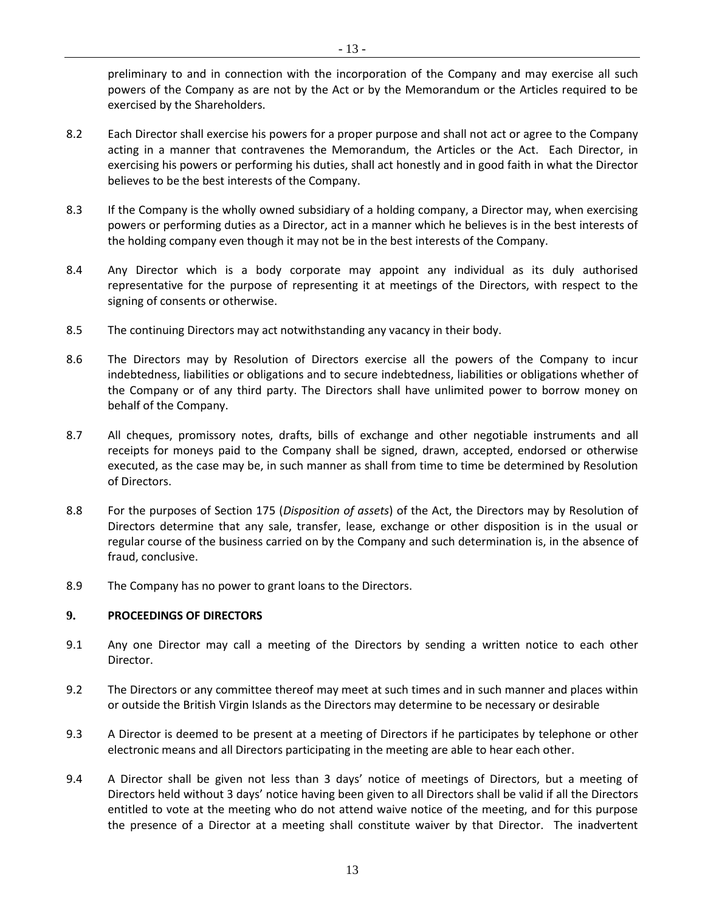preliminary to and in connection with the incorporation of the Company and may exercise all such powers of the Company as are not by the Act or by the Memorandum or the Articles required to be exercised by the Shareholders.

8.2 Each Director shall exercise his powers for a proper purpose and shall not act or agree to the Company acting in a manner that contravenes the Memorandum, the Articles or the Act. Each Director, in exercising his powers or performing his duties, shall act honestly and in good faith in what the Director believes to be the best interests of the Company.

8.3 If the Company is the wholly owned subsidiary of a holding company, a Director may, when exercising powers or performing duties as a Director, act in a manner which he believes is in the best interests of the holding company even though it may not be in the best interests of the Company.

8.4 Any Director which is a body corporate may appoint any individual as its duly authorised representative for the purpose of representing it at meetings of the Directors, with respect to the signing of consents or otherwise.

8.5 The continuing Directors may act notwithstanding any vacancy in their body.

8.6 The Directors may by Resolution of Directors exercise all the powers of the Company to incur indebtedness, liabilities or obligations and to secure indebtedness, liabilities or obligations whether of the Company or of any third party. The Directors shall have unlimited power to borrow money on behalf of the Company.

8.7 All cheques, promissory notes, drafts, bills of exchange and other negotiable instruments and all receipts for moneys paid to the Company shall be signed, drawn, accepted, endorsed or otherwise executed, as the case may be, in such manner as shall from time to time be determined by Resolution of Directors.

8.8 For the purposes of Section 175 (*Disposition of assets*) of the Act, the Directors may by Resolution of Directors determine that any sale, transfer, lease, exchange or other disposition is in the usual or regular course of the business carried on by the Company and such determination is, in the absence of fraud, conclusive.

8.9 The Company has no power to grant loans to the Directors.

## 9. PROCEEDINGS OF DIRECTORS

9.1 Any one Director may call a meeting of the Directors by sending a written notice to each other Director.

9.2 The Directors or any committee thereof may meet at such times and in such manner and places within or outside the British Virgin Islands as the Directors may determine to be necessary or desirable

9.3 A Director is deemed to be present at a meeting of Directors if he participates by telephone or other electronic means and all Directors participating in the meeting are able to hear each other.

9.4 A Director shall be given not less than 3 days' notice of meetings of Directors, but a meeting of Directors held without 3 days' notice having been given to all Directors shall be valid if all the Directors entitled to vote at the meeting who do not attend waive notice of the meeting, and for this purpose the presence of a Director at a meeting shall constitute waiver by that Director. The inadvertent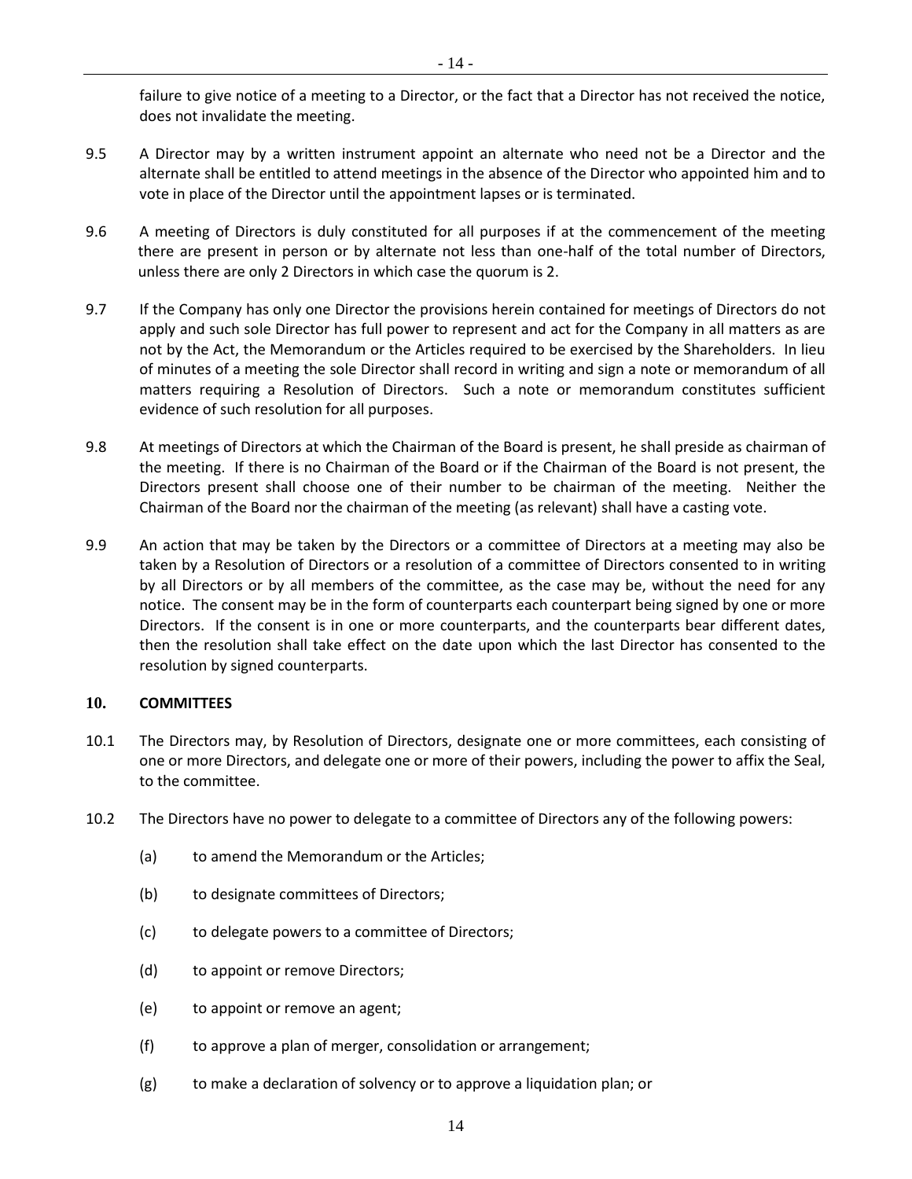failure to give notice of a meeting to a Director, or the fact that a Director has not received the notice, does not invalidate the meeting.

9.5 A Director may by a written instrument appoint an alternate who need not be a Director and the alternate shall be entitled to attend meetings in the absence of the Director who appointed him and to vote in place of the Director until the appointment lapses or is terminated.

9.6 A meeting of Directors is duly constituted for all purposes if at the commencement of the meeting there are present in person or by alternate not less than one-half of the total number of Directors, unless there are only 2 Directors in which case the quorum is 2.

9.7 If the Company has only one Director the provisions herein contained for meetings of Directors do not apply and such sole Director has full power to represent and act for the Company in all matters as are not by the Act, the Memorandum or the Articles required to be exercised by the Shareholders. In lieu of minutes of a meeting the sole Director shall record in writing and sign a note or memorandum of all matters requiring a Resolution of Directors. Such a note or memorandum constitutes sufficient evidence of such resolution for all purposes.

9.8 At meetings of Directors at which the Chairman of the Board is present, he shall preside as chairman of the meeting. If there is no Chairman of the Board or if the Chairman of the Board is not present, the Directors present shall choose one of their number to be chairman of the meeting. Neither the Chairman of the Board nor the chairman of the meeting (as relevant) shall have a casting vote.

9.9 An action that may be taken by the Directors or a committee of Directors at a meeting may also be taken by a Resolution of Directors or a resolution of a committee of Directors consented to in writing by all Directors or by all members of the committee, as the case may be, without the need for any notice. The consent may be in the form of counterparts each counterpart being signed by one or more Directors. If the consent is in one or more counterparts, and the counterparts bear different dates, then the resolution shall take effect on the date upon which the last Director has consented to the resolution by signed counterparts.

## 10. COMMITTEES

10.1 The Directors may, by Resolution of Directors, designate one or more committees, each consisting of one or more Directors, and delegate one or more of their powers, including the power to affix the Seal, to the committee.

10.2 The Directors have no power to delegate to a committee of Directors any of the following powers:

(a) to amend the Memorandum or the Articles;

(b) to designate committees of Directors;

(c) to delegate powers to a committee of Directors;

(d) to appoint or remove Directors;

(e) to appoint or remove an agent;

(f) to approve a plan of merger, consolidation or arrangement;

(g) to make a declaration of solvency or to approve a liquidation plan; or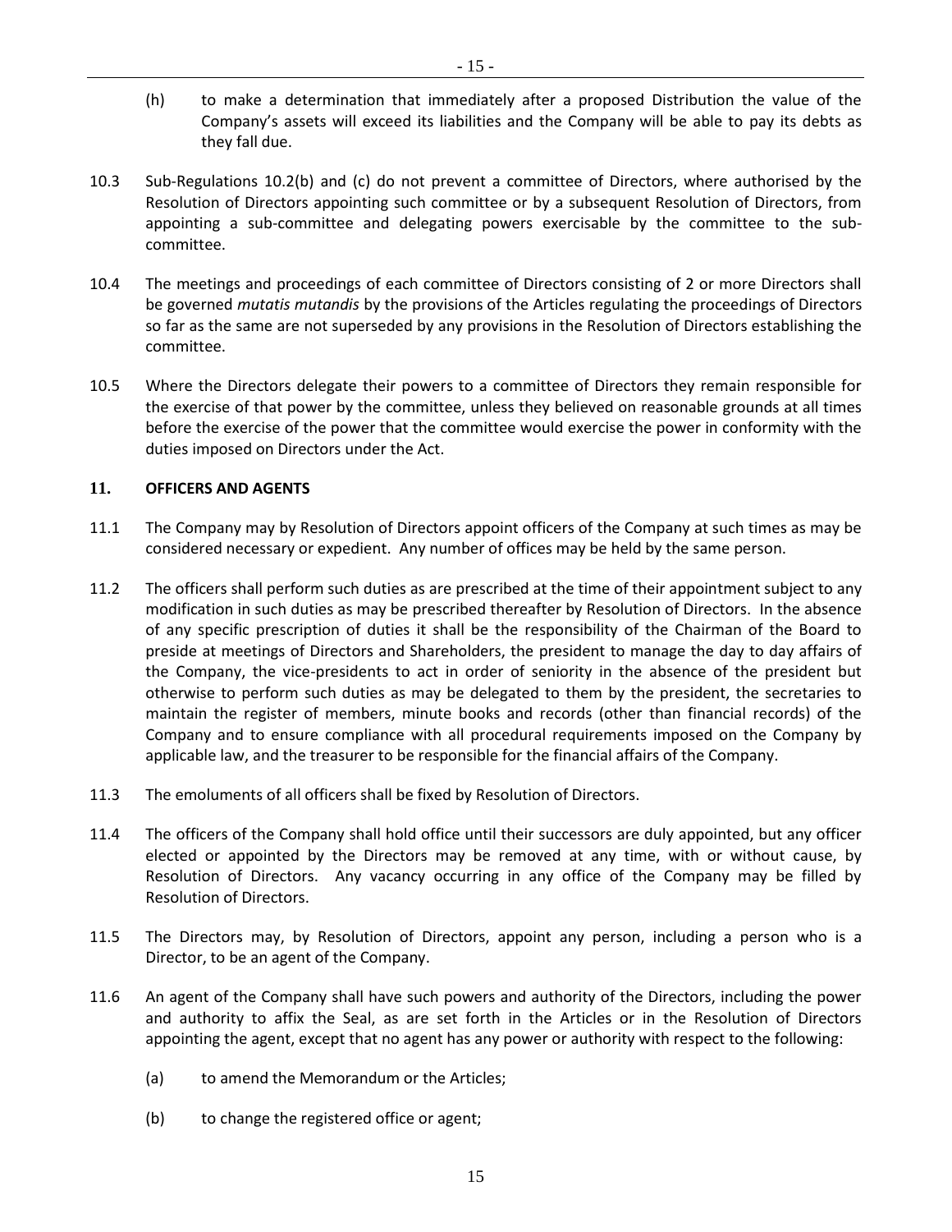(h) to make a determination that immediately after a proposed Distribution the value of the Company's assets will exceed its liabilities and the Company will be able to pay its debts as they fall due.

10.3 Sub-Regulations 10.2(b) and (c) do not prevent a committee of Directors, where authorised by the Resolution of Directors appointing such committee or by a subsequent Resolution of Directors, from appointing a sub-committee and delegating powers exercisable by the committee to the sub-committee.

10.4 The meetings and proceedings of each committee of Directors consisting of 2 or more Directors shall be governed *mutatis mutandis* by the provisions of the Articles regulating the proceedings of Directors so far as the same are not superseded by any provisions in the Resolution of Directors establishing the committee.

10.5 Where the Directors delegate their powers to a committee of Directors they remain responsible for the exercise of that power by the committee, unless they believed on reasonable grounds at all times before the exercise of the power that the committee would exercise the power in conformity with the duties imposed on Directors under the Act.

## 11. OFFICERS AND AGENTS

11.1 The Company may by Resolution of Directors appoint officers of the Company at such times as may be considered necessary or expedient. Any number of offices may be held by the same person.

11.2 The officers shall perform such duties as are prescribed at the time of their appointment subject to any modification in such duties as may be prescribed thereafter by Resolution of Directors. In the absence of any specific prescription of duties it shall be the responsibility of the Chairman of the Board to preside at meetings of Directors and Shareholders, the president to manage the day to day affairs of the Company, the vice-presidents to act in order of seniority in the absence of the president but otherwise to perform such duties as may be delegated to them by the president, the secretaries to maintain the register of members, minute books and records (other than financial records) of the Company and to ensure compliance with all procedural requirements imposed on the Company by applicable law, and the treasurer to be responsible for the financial affairs of the Company.

11.3 The emoluments of all officers shall be fixed by Resolution of Directors.

11.4 The officers of the Company shall hold office until their successors are duly appointed, but any officer elected or appointed by the Directors may be removed at any time, with or without cause, by Resolution of Directors. Any vacancy occurring in any office of the Company may be filled by Resolution of Directors.

11.5 The Directors may, by Resolution of Directors, appoint any person, including a person who is a Director, to be an agent of the Company.

11.6 An agent of the Company shall have such powers and authority of the Directors, including the power and authority to affix the Seal, as are set forth in the Articles or in the Resolution of Directors appointing the agent, except that no agent has any power or authority with respect to the following:

(a) to amend the Memorandum or the Articles;

(b) to change the registered office or agent;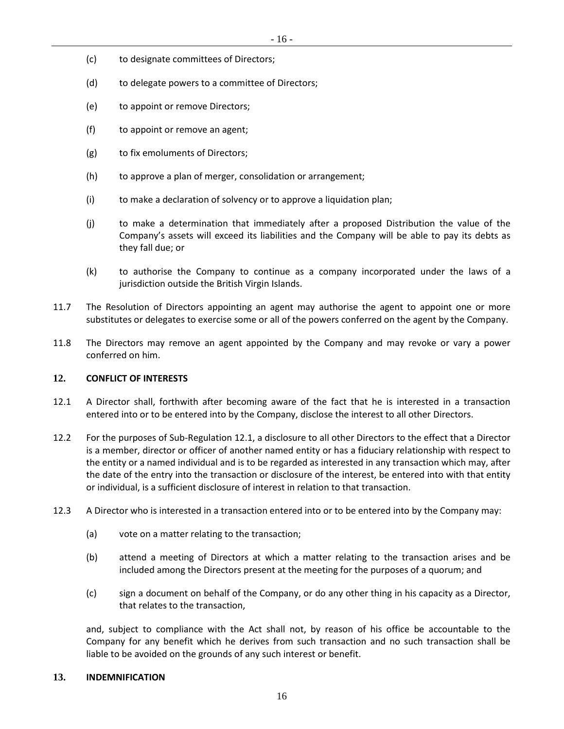(c) to designate committees of Directors;

(d) to delegate powers to a committee of Directors;

(e) to appoint or remove Directors;

(f) to appoint or remove an agent;

(g) to fix emoluments of Directors;

(h) to approve a plan of merger, consolidation or arrangement;

(i) to make a declaration of solvency or to approve a liquidation plan;

(j) to make a determination that immediately after a proposed Distribution the value of the Company's assets will exceed its liabilities and the Company will be able to pay its debts as they fall due; or

(k) to authorise the Company to continue as a company incorporated under the laws of a jurisdiction outside the British Virgin Islands.

11.7 The Resolution of Directors appointing an agent may authorise the agent to appoint one or more substitutes or delegates to exercise some or all of the powers conferred on the agent by the Company.

11.8 The Directors may remove an agent appointed by the Company and may revoke or vary a power conferred on him.

## 12. CONFLICT OF INTERESTS

12.1 A Director shall, forthwith after becoming aware of the fact that he is interested in a transaction entered into or to be entered into by the Company, disclose the interest to all other Directors.

12.2 For the purposes of Sub-Regulation 12.1, a disclosure to all other Directors to the effect that a Director is a member, director or officer of another named entity or has a fiduciary relationship with respect to the entity or a named individual and is to be regarded as interested in any transaction which may, after the date of the entry into the transaction or disclosure of the interest, be entered into with that entity or individual, is a sufficient disclosure of interest in relation to that transaction.

12.3 A Director who is interested in a transaction entered into or to be entered into by the Company may:

(a) vote on a matter relating to the transaction;

(b) attend a meeting of Directors at which a matter relating to the transaction arises and be included among the Directors present at the meeting for the purposes of a quorum; and

(c) sign a document on behalf of the Company, or do any other thing in his capacity as a Director, that relates to the transaction,

and, subject to compliance with the Act shall not, by reason of his office be accountable to the Company for any benefit which he derives from such transaction and no such transaction shall be liable to be avoided on the grounds of any such interest or benefit.

## 13. INDEMNIFICATION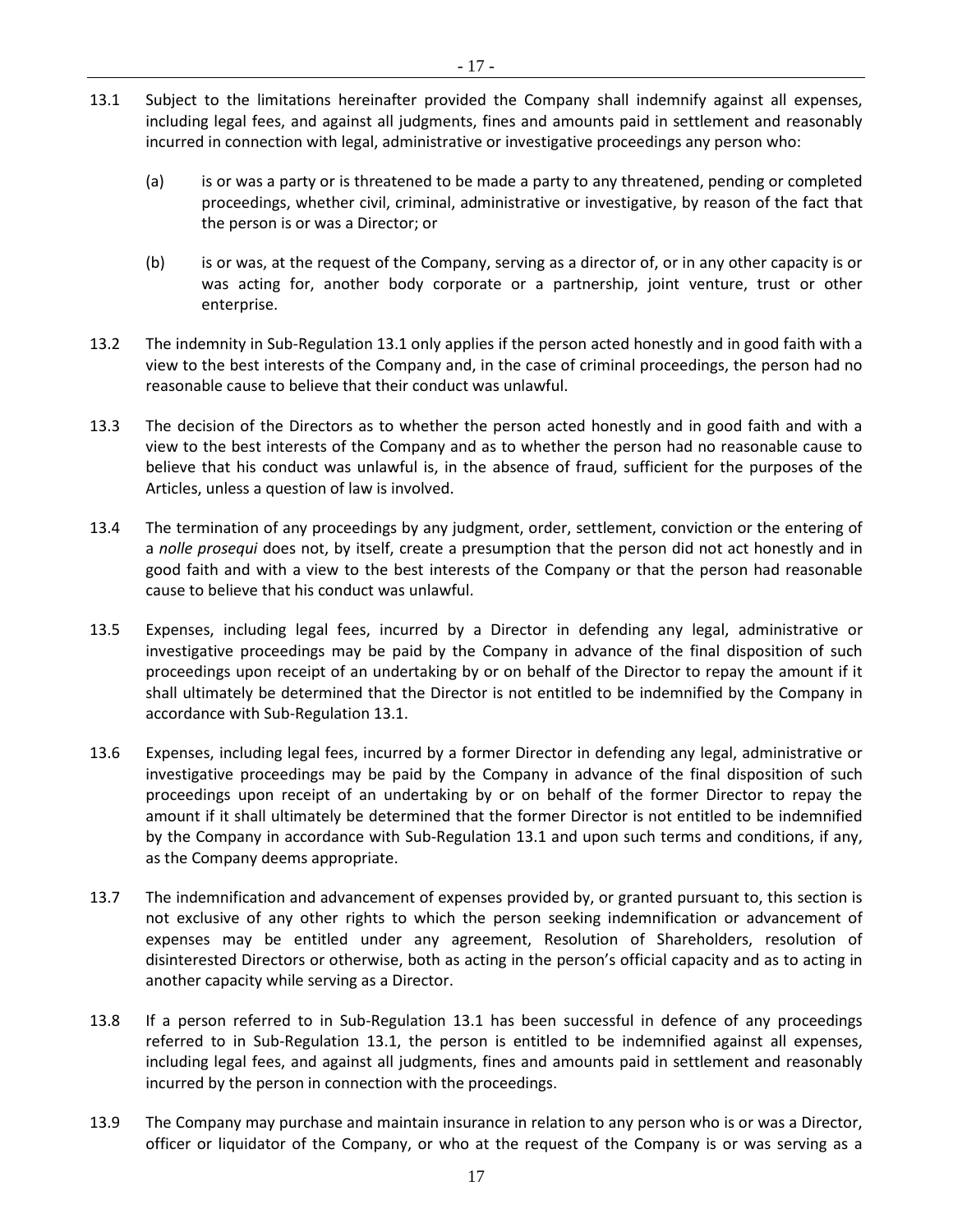13.1 Subject to the limitations hereinafter provided the Company shall indemnify against all expenses, including legal fees, and against all judgments, fines and amounts paid in settlement and reasonably incurred in connection with legal, administrative or investigative proceedings any person who:

(a) is or was a party or is threatened to be made a party to any threatened, pending or completed proceedings, whether civil, criminal, administrative or investigative, by reason of the fact that the person is or was a Director; or

(b) is or was, at the request of the Company, serving as a director of, or in any other capacity is or was acting for, another body corporate or a partnership, joint venture, trust or other enterprise.

13.2 The indemnity in Sub-Regulation 13.1 only applies if the person acted honestly and in good faith with a view to the best interests of the Company and, in the case of criminal proceedings, the person had no reasonable cause to believe that their conduct was unlawful.

13.3 The decision of the Directors as to whether the person acted honestly and in good faith and with a view to the best interests of the Company and as to whether the person had no reasonable cause to believe that his conduct was unlawful is, in the absence of fraud, sufficient for the purposes of the Articles, unless a question of law is involved.

13.4 The termination of any proceedings by any judgment, order, settlement, conviction or the entering of a *nolle prosequi* does not, by itself, create a presumption that the person did not act honestly and in good faith and with a view to the best interests of the Company or that the person had reasonable cause to believe that his conduct was unlawful.

13.5 Expenses, including legal fees, incurred by a Director in defending any legal, administrative or investigative proceedings may be paid by the Company in advance of the final disposition of such proceedings upon receipt of an undertaking by or on behalf of the Director to repay the amount if it shall ultimately be determined that the Director is not entitled to be indemnified by the Company in accordance with Sub-Regulation 13.1.

13.6 Expenses, including legal fees, incurred by a former Director in defending any legal, administrative or investigative proceedings may be paid by the Company in advance of the final disposition of such proceedings upon receipt of an undertaking by or on behalf of the former Director to repay the amount if it shall ultimately be determined that the former Director is not entitled to be indemnified by the Company in accordance with Sub-Regulation 13.1 and upon such terms and conditions, if any, as the Company deems appropriate.

13.7 The indemnification and advancement of expenses provided by, or granted pursuant to, this section is not exclusive of any other rights to which the person seeking indemnification or advancement of expenses may be entitled under any agreement, Resolution of Shareholders, resolution of disinterested Directors or otherwise, both as acting in the person's official capacity and as to acting in another capacity while serving as a Director.

13.8 If a person referred to in Sub-Regulation 13.1 has been successful in defence of any proceedings referred to in Sub-Regulation 13.1, the person is entitled to be indemnified against all expenses, including legal fees, and against all judgments, fines and amounts paid in settlement and reasonably incurred by the person in connection with the proceedings.

13.9 The Company may purchase and maintain insurance in relation to any person who is or was a Director, officer or liquidator of the Company, or who at the request of the Company is or was serving as a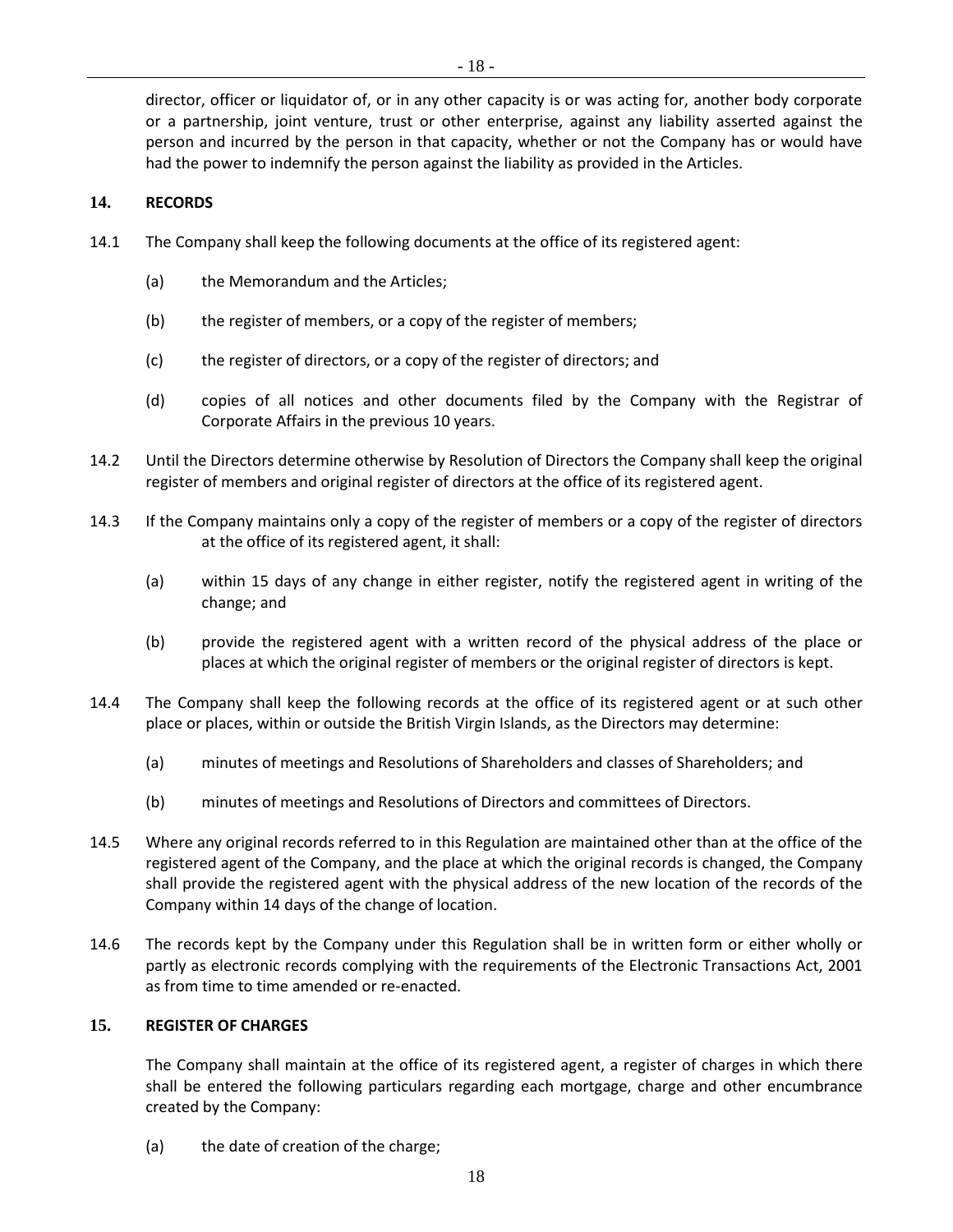director, officer or liquidator of, or in any other capacity is or was acting for, another body corporate or a partnership, joint venture, trust or other enterprise, against any liability asserted against the person and incurred by the person in that capacity, whether or not the Company has or would have had the power to indemnify the person against the liability as provided in the Articles.

## 14. RECORDS

14.1 The Company shall keep the following documents at the office of its registered agent:

(a) the Memorandum and the Articles;

(b) the register of members, or a copy of the register of members;

(c) the register of directors, or a copy of the register of directors; and

(d) copies of all notices and other documents filed by the Company with the Registrar of Corporate Affairs in the previous 10 years.

14.2 Until the Directors determine otherwise by Resolution of Directors the Company shall keep the original register of members and original register of directors at the office of its registered agent.

14.3 If the Company maintains only a copy of the register of members or a copy of the register of directors at the office of its registered agent, it shall:

(a) within 15 days of any change in either register, notify the registered agent in writing of the change; and

(b) provide the registered agent with a written record of the physical address of the place or places at which the original register of members or the original register of directors is kept.

14.4 The Company shall keep the following records at the office of its registered agent or at such other place or places, within or outside the British Virgin Islands, as the Directors may determine:

(a) minutes of meetings and Resolutions of Shareholders and classes of Shareholders; and

(b) minutes of meetings and Resolutions of Directors and committees of Directors.

14.5 Where any original records referred to in this Regulation are maintained other than at the office of the registered agent of the Company, and the place at which the original records is changed, the Company shall provide the registered agent with the physical address of the new location of the records of the Company within 14 days of the change of location.

14.6 The records kept by the Company under this Regulation shall be in written form or either wholly or partly as electronic records complying with the requirements of the Electronic Transactions Act, 2001 as from time to time amended or re-enacted.

## 15. REGISTER OF CHARGES

The Company shall maintain at the office of its registered agent, a register of charges in which there shall be entered the following particulars regarding each mortgage, charge and other encumbrance created by the Company:

(a) the date of creation of the charge;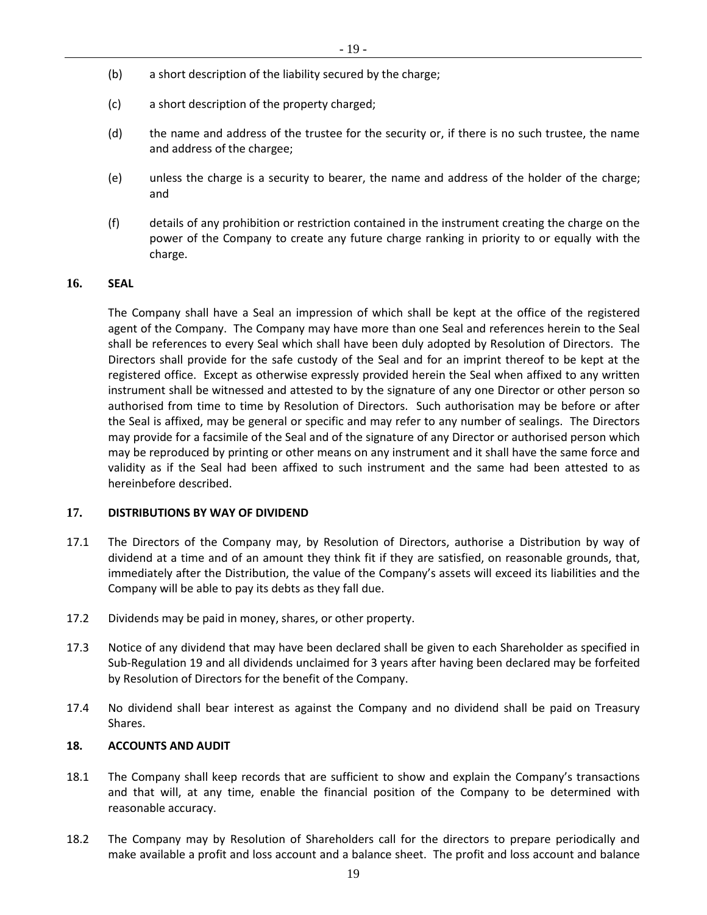(b) a short description of the liability secured by the charge;

(c) a short description of the property charged;

(d) the name and address of the trustee for the security or, if there is no such trustee, the name and address of the chargee;

(e) unless the charge is a security to bearer, the name and address of the holder of the charge; and

(f) details of any prohibition or restriction contained in the instrument creating the charge on the power of the Company to create any future charge ranking in priority to or equally with the charge.

## 16. SEAL

The Company shall have a Seal an impression of which shall be kept at the office of the registered agent of the Company. The Company may have more than one Seal and references herein to the Seal shall be references to every Seal which shall have been duly adopted by Resolution of Directors. The Directors shall provide for the safe custody of the Seal and for an imprint thereof to be kept at the registered office. Except as otherwise expressly provided herein the Seal when affixed to any written instrument shall be witnessed and attested to by the signature of any one Director or other person so authorised from time to time by Resolution of Directors. Such authorisation may be before or after the Seal is affixed, may be general or specific and may refer to any number of sealings. The Directors may provide for a facsimile of the Seal and of the signature of any Director or authorised person which may be reproduced by printing or other means on any instrument and it shall have the same force and validity as if the Seal had been affixed to such instrument and the same had been attested to as hereinbefore described.

## 17. DISTRIBUTIONS BY WAY OF DIVIDEND

17.1 The Directors of the Company may, by Resolution of Directors, authorise a Distribution by way of dividend at a time and of an amount they think fit if they are satisfied, on reasonable grounds, that, immediately after the Distribution, the value of the Company's assets will exceed its liabilities and the Company will be able to pay its debts as they fall due.

17.2 Dividends may be paid in money, shares, or other property.

17.3 Notice of any dividend that may have been declared shall be given to each Shareholder as specified in Sub-Regulation 19 and all dividends unclaimed for 3 years after having been declared may be forfeited by Resolution of Directors for the benefit of the Company.

17.4 No dividend shall bear interest as against the Company and no dividend shall be paid on Treasury Shares.

## 18. ACCOUNTS AND AUDIT

18.1 The Company shall keep records that are sufficient to show and explain the Company's transactions and that will, at any time, enable the financial position of the Company to be determined with reasonable accuracy.

18.2 The Company may by Resolution of Shareholders call for the directors to prepare periodically and make available a profit and loss account and a balance sheet. The profit and loss account and balance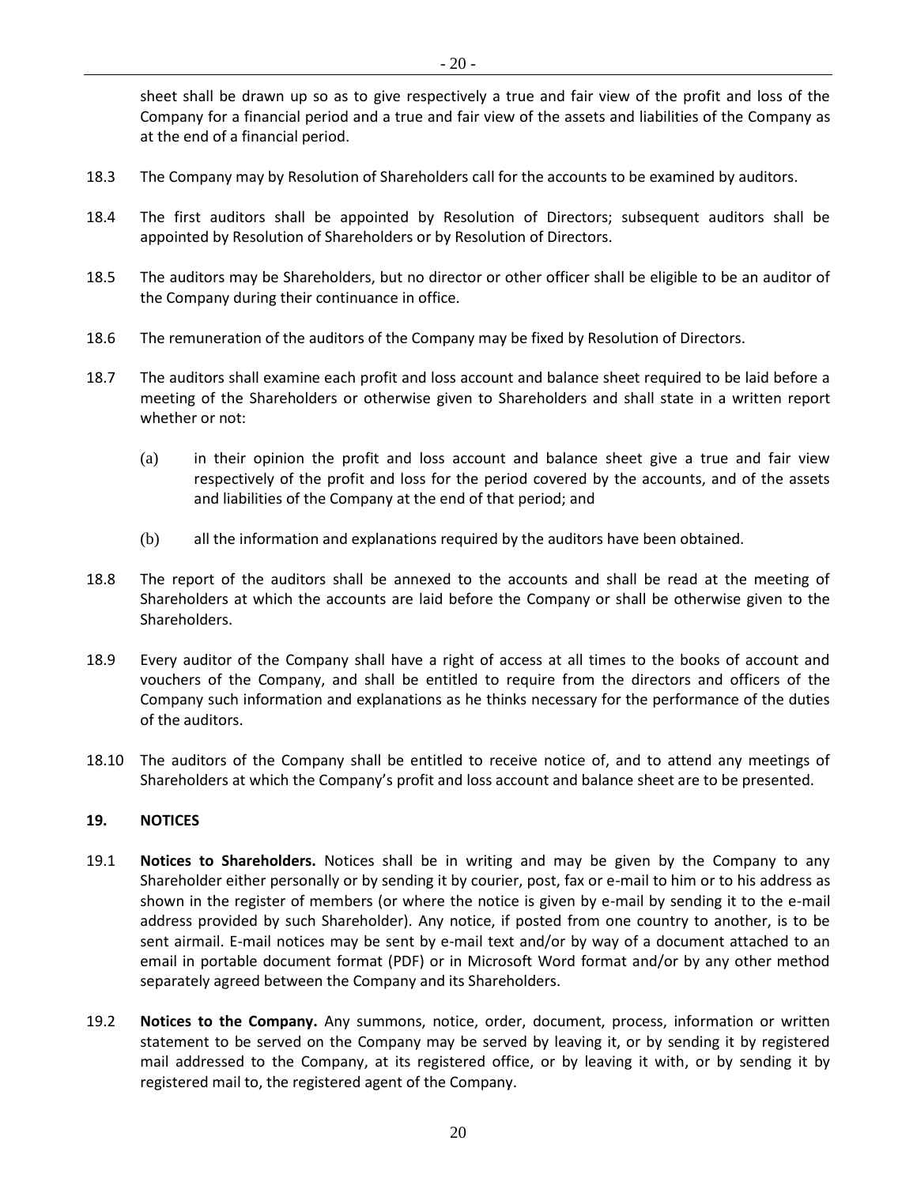sheet shall be drawn up so as to give respectively a true and fair view of the profit and loss of the Company for a financial period and a true and fair view of the assets and liabilities of the Company as at the end of a financial period.

18.3 The Company may by Resolution of Shareholders call for the accounts to be examined by auditors.

18.4 The first auditors shall be appointed by Resolution of Directors; subsequent auditors shall be appointed by Resolution of Shareholders or by Resolution of Directors.

18.5 The auditors may be Shareholders, but no director or other officer shall be eligible to be an auditor of the Company during their continuance in office.

18.6 The remuneration of the auditors of the Company may be fixed by Resolution of Directors.

18.7 The auditors shall examine each profit and loss account and balance sheet required to be laid before a meeting of the Shareholders or otherwise given to Shareholders and shall state in a written report whether or not:

(a) in their opinion the profit and loss account and balance sheet give a true and fair view respectively of the profit and loss for the period covered by the accounts, and of the assets and liabilities of the Company at the end of that period; and

(b) all the information and explanations required by the auditors have been obtained.

18.8 The report of the auditors shall be annexed to the accounts and shall be read at the meeting of Shareholders at which the accounts are laid before the Company or shall be otherwise given to the Shareholders.

18.9 Every auditor of the Company shall have a right of access at all times to the books of account and vouchers of the Company, and shall be entitled to require from the directors and officers of the Company such information and explanations as he thinks necessary for the performance of the duties of the auditors.

18.10 The auditors of the Company shall be entitled to receive notice of, and to attend any meetings of Shareholders at which the Company's profit and loss account and balance sheet are to be presented.

## 19. NOTICES

19.1 **Notices to Shareholders.** Notices shall be in writing and may be given by the Company to any Shareholder either personally or by sending it by courier, post, fax or e-mail to him or to his address as shown in the register of members (or where the notice is given by e-mail by sending it to the e-mail address provided by such Shareholder). Any notice, if posted from one country to another, is to be sent airmail. E-mail notices may be sent by e-mail text and/or by way of a document attached to an email in portable document format (PDF) or in Microsoft Word format and/or by any other method separately agreed between the Company and its Shareholders.

19.2 **Notices to the Company.** Any summons, notice, order, document, process, information or written statement to be served on the Company may be served by leaving it, or by sending it by registered mail addressed to the Company, at its registered office, or by leaving it with, or by sending it by registered mail to, the registered agent of the Company.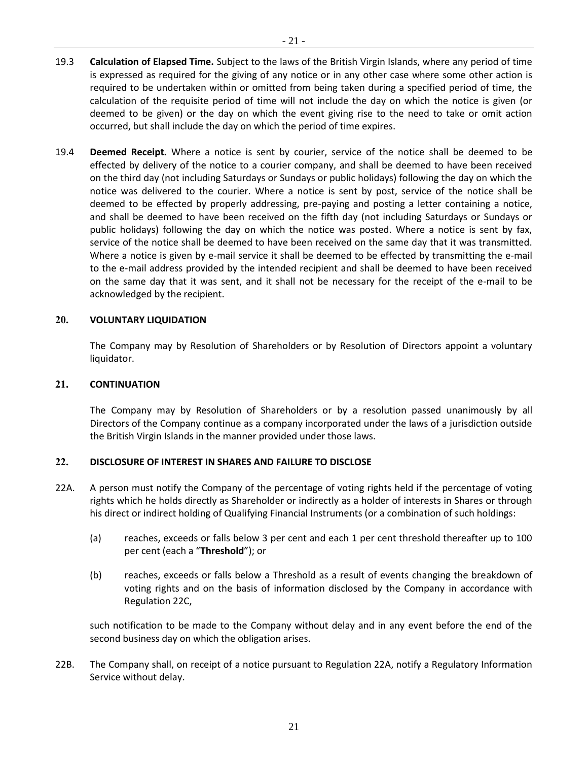19.3 **Calculation of Elapsed Time.** Subject to the laws of the British Virgin Islands, where any period of time is expressed as required for the giving of any notice or in any other case where some other action is required to be undertaken within or omitted from being taken during a specified period of time, the calculation of the requisite period of time will not include the day on which the notice is given (or deemed to be given) or the day on which the event giving rise to the need to take or omit action occurred, but shall include the day on which the period of time expires.

19.4 **Deemed Receipt.** Where a notice is sent by courier, service of the notice shall be deemed to be effected by delivery of the notice to a courier company, and shall be deemed to have been received on the third day (not including Saturdays or Sundays or public holidays) following the day on which the notice was delivered to the courier. Where a notice is sent by post, service of the notice shall be deemed to be effected by properly addressing, pre-paying and posting a letter containing a notice, and shall be deemed to have been received on the fifth day (not including Saturdays or Sundays or public holidays) following the day on which the notice was posted. Where a notice is sent by fax, service of the notice shall be deemed to have been received on the same day that it was transmitted. Where a notice is given by e-mail service it shall be deemed to be effected by transmitting the e-mail to the e-mail address provided by the intended recipient and shall be deemed to have been received on the same day that it was sent, and it shall not be necessary for the receipt of the e-mail to be acknowledged by the recipient.

## 20. VOLUNTARY LIQUIDATION

The Company may by Resolution of Shareholders or by Resolution of Directors appoint a voluntary liquidator.

## 21. CONTINUATION

The Company may by Resolution of Shareholders or by a resolution passed unanimously by all Directors of the Company continue as a company incorporated under the laws of a jurisdiction outside the British Virgin Islands in the manner provided under those laws.

## 22. DISCLOSURE OF INTEREST IN SHARES AND FAILURE TO DISCLOSE

22A. A person must notify the Company of the percentage of voting rights held if the percentage of voting rights which he holds directly as Shareholder or indirectly as a holder of interests in Shares or through his direct or indirect holding of Qualifying Financial Instruments (or a combination of such holdings:

(a) reaches, exceeds or falls below 3 per cent and each 1 per cent threshold thereafter up to 100 per cent (each a "**Threshold**"); or

(b) reaches, exceeds or falls below a Threshold as a result of events changing the breakdown of voting rights and on the basis of information disclosed by the Company in accordance with Regulation 22C,

such notification to be made to the Company without delay and in any event before the end of the second business day on which the obligation arises.

22B. The Company shall, on receipt of a notice pursuant to Regulation 22A, notify a Regulatory Information Service without delay.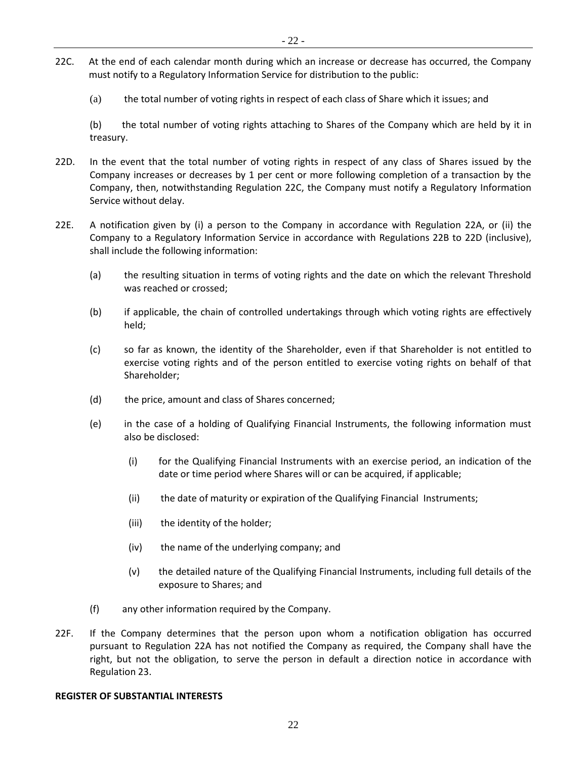22C. At the end of each calendar month during which an increase or decrease has occurred, the Company must notify to a Regulatory Information Service for distribution to the public:

(a) the total number of voting rights in respect of each class of Share which it issues; and

(b) the total number of voting rights attaching to Shares of the Company which are held by it in treasury.

22D. In the event that the total number of voting rights in respect of any class of Shares issued by the Company increases or decreases by 1 per cent or more following completion of a transaction by the Company, then, notwithstanding Regulation 22C, the Company must notify a Regulatory Information Service without delay.

22E. A notification given by (i) a person to the Company in accordance with Regulation 22A, or (ii) the Company to a Regulatory Information Service in accordance with Regulations 22B to 22D (inclusive), shall include the following information:

(a) the resulting situation in terms of voting rights and the date on which the relevant Threshold was reached or crossed;

(b) if applicable, the chain of controlled undertakings through which voting rights are effectively held;

(c) so far as known, the identity of the Shareholder, even if that Shareholder is not entitled to exercise voting rights and of the person entitled to exercise voting rights on behalf of that Shareholder;

(d) the price, amount and class of Shares concerned;

(e) in the case of a holding of Qualifying Financial Instruments, the following information must also be disclosed:

(i) for the Qualifying Financial Instruments with an exercise period, an indication of the date or time period where Shares will or can be acquired, if applicable;

(ii) the date of maturity or expiration of the Qualifying Financial Instruments;

(iii) the identity of the holder;

(iv) the name of the underlying company; and

(v) the detailed nature of the Qualifying Financial Instruments, including full details of the exposure to Shares; and

(f) any other information required by the Company.

22F. If the Company determines that the person upon whom a notification obligation has occurred pursuant to Regulation 22A has not notified the Company as required, the Company shall have the right, but not the obligation, to serve the person in default a direction notice in accordance with Regulation 23.

**REGISTER OF SUBSTANTIAL INTERESTS**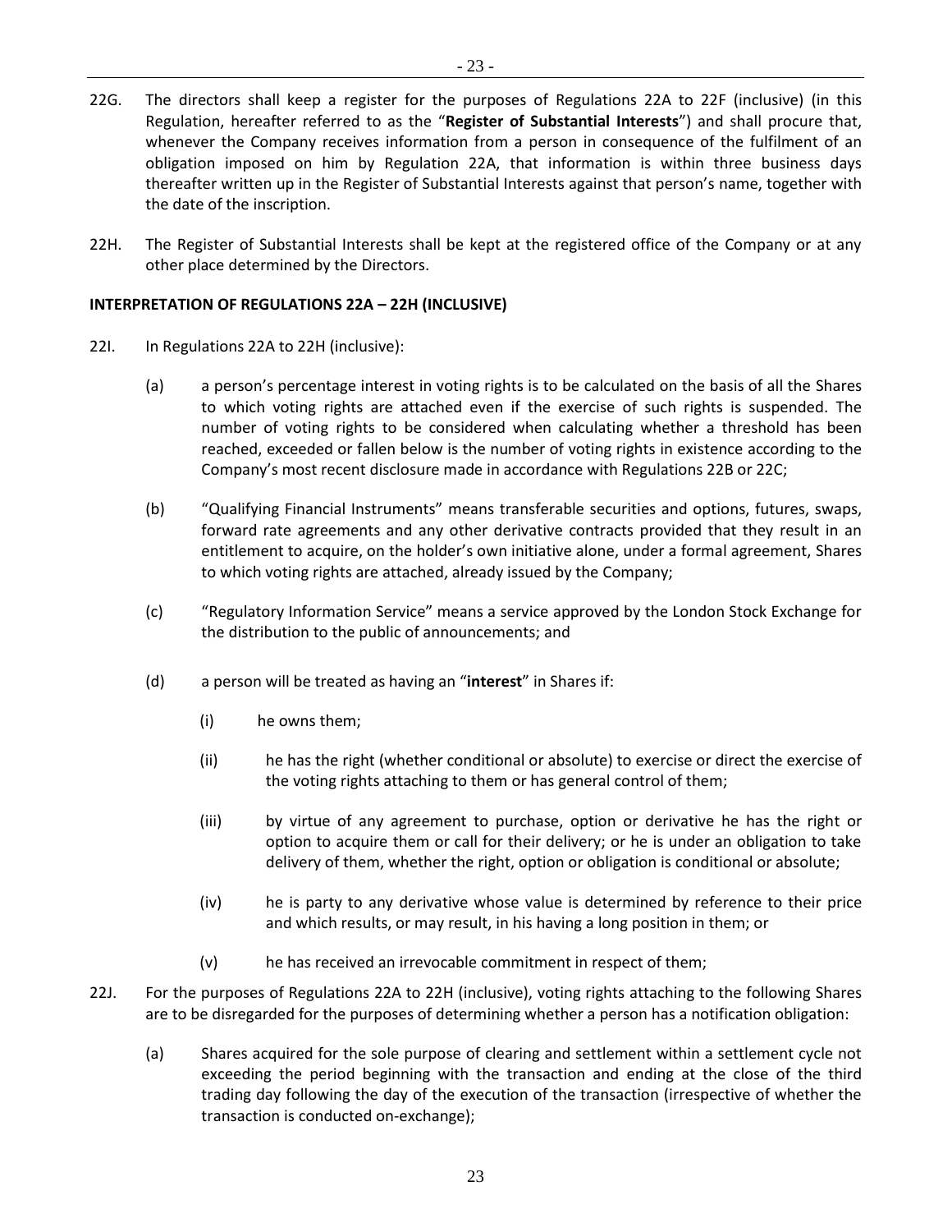22G. The directors shall keep a register for the purposes of Regulations 22A to 22F (inclusive) (in this Regulation, hereafter referred to as the "**Register of Substantial Interests**") and shall procure that, whenever the Company receives information from a person in consequence of the fulfilment of an obligation imposed on him by Regulation 22A, that information is within three business days thereafter written up in the Register of Substantial Interests against that person's name, together with the date of the inscription.

22H. The Register of Substantial Interests shall be kept at the registered office of the Company or at any other place determined by the Directors.

**INTERPRETATION OF REGULATIONS 22A – 22H (INCLUSIVE)**

22I. In Regulations 22A to 22H (inclusive):

(a) a person's percentage interest in voting rights is to be calculated on the basis of all the Shares to which voting rights are attached even if the exercise of such rights is suspended. The number of voting rights to be considered when calculating whether a threshold has been reached, exceeded or fallen below is the number of voting rights in existence according to the Company's most recent disclosure made in accordance with Regulations 22B or 22C;

(b) "Qualifying Financial Instruments" means transferable securities and options, futures, swaps, forward rate agreements and any other derivative contracts provided that they result in an entitlement to acquire, on the holder's own initiative alone, under a formal agreement, Shares to which voting rights are attached, already issued by the Company;

(c) "Regulatory Information Service" means a service approved by the London Stock Exchange for the distribution to the public of announcements; and

(d) a person will be treated as having an "**interest**" in Shares if:

(i) he owns them;

(ii) he has the right (whether conditional or absolute) to exercise or direct the exercise of the voting rights attaching to them or has general control of them;

(iii) by virtue of any agreement to purchase, option or derivative he has the right or option to acquire them or call for their delivery; or he is under an obligation to take delivery of them, whether the right, option or obligation is conditional or absolute;

(iv) he is party to any derivative whose value is determined by reference to their price and which results, or may result, in his having a long position in them; or

(v) he has received an irrevocable commitment in respect of them;

22J. For the purposes of Regulations 22A to 22H (inclusive), voting rights attaching to the following Shares are to be disregarded for the purposes of determining whether a person has a notification obligation:

(a) Shares acquired for the sole purpose of clearing and settlement within a settlement cycle not exceeding the period beginning with the transaction and ending at the close of the third trading day following the day of the execution of the transaction (irrespective of whether the transaction is conducted on-exchange);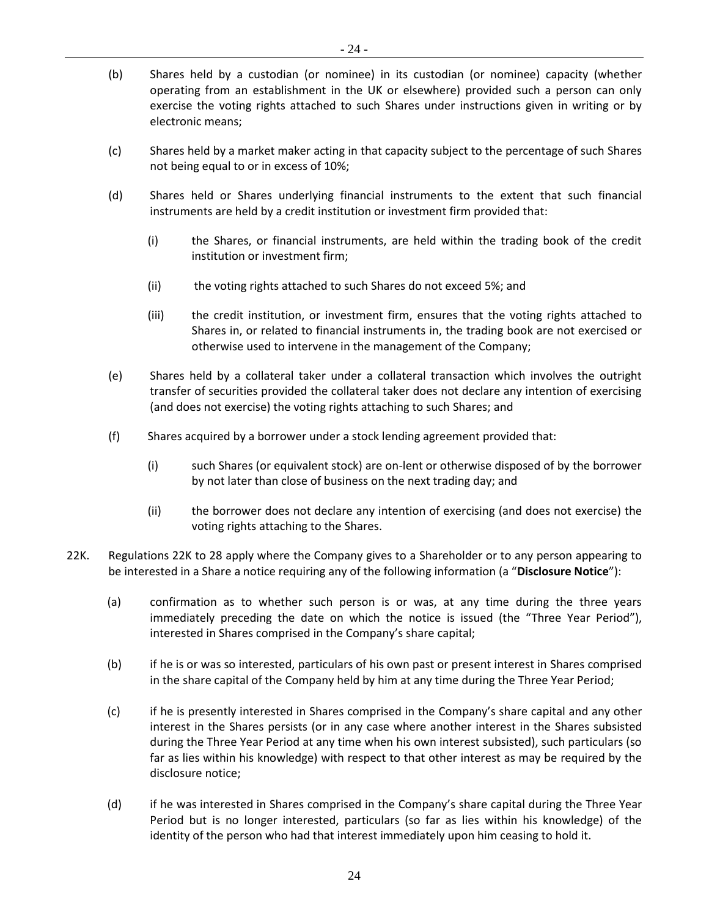(b) Shares held by a custodian (or nominee) in its custodian (or nominee) capacity (whether operating from an establishment in the UK or elsewhere) provided such a person can only exercise the voting rights attached to such Shares under instructions given in writing or by electronic means;

(c) Shares held by a market maker acting in that capacity subject to the percentage of such Shares not being equal to or in excess of 10%;

(d) Shares held or Shares underlying financial instruments to the extent that such financial instruments are held by a credit institution or investment firm provided that:

    (i) the Shares, or financial instruments, are held within the trading book of the credit institution or investment firm;

    (ii) the voting rights attached to such Shares do not exceed 5%; and

    (iii) the credit institution, or investment firm, ensures that the voting rights attached to Shares in, or related to financial instruments in, the trading book are not exercised or otherwise used to intervene in the management of the Company;

(e) Shares held by a collateral taker under a collateral transaction which involves the outright transfer of securities provided the collateral taker does not declare any intention of exercising (and does not exercise) the voting rights attaching to such Shares; and

(f) Shares acquired by a borrower under a stock lending agreement provided that:

    (i) such Shares (or equivalent stock) are on-lent or otherwise disposed of by the borrower by not later than close of business on the next trading day; and

    (ii) the borrower does not declare any intention of exercising (and does not exercise) the voting rights attaching to the Shares.

22K. Regulations 22K to 28 apply where the Company gives to a Shareholder or to any person appearing to be interested in a Share a notice requiring any of the following information (a "**Disclosure Notice**"):

(a) confirmation as to whether such person is or was, at any time during the three years immediately preceding the date on which the notice is issued (the "Three Year Period"), interested in Shares comprised in the Company's share capital;

(b) if he is or was so interested, particulars of his own past or present interest in Shares comprised in the share capital of the Company held by him at any time during the Three Year Period;

(c) if he is presently interested in Shares comprised in the Company's share capital and any other interest in the Shares persists (or in any case where another interest in the Shares subsisted during the Three Year Period at any time when his own interest subsisted), such particulars (so far as lies within his knowledge) with respect to that other interest as may be required by the disclosure notice;

(d) if he was interested in Shares comprised in the Company's share capital during the Three Year Period but is no longer interested, particulars (so far as lies within his knowledge) of the identity of the person who had that interest immediately upon him ceasing to hold it.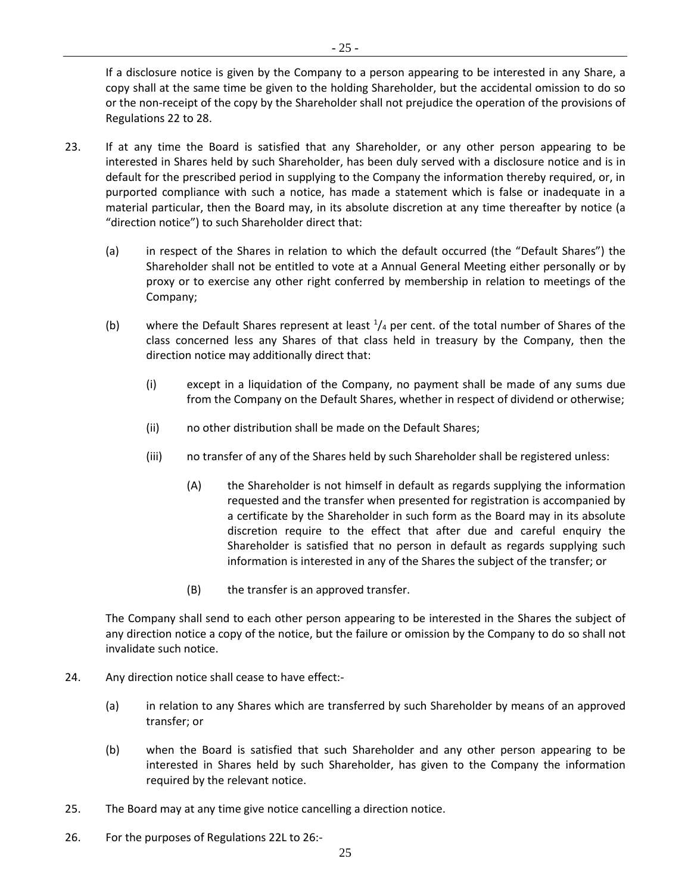If a disclosure notice is given by the Company to a person appearing to be interested in any Share, a copy shall at the same time be given to the holding Shareholder, but the accidental omission to do so or the non-receipt of the copy by the Shareholder shall not prejudice the operation of the provisions of Regulations 22 to 28.

23. If at any time the Board is satisfied that any Shareholder, or any other person appearing to be interested in Shares held by such Shareholder, has been duly served with a disclosure notice and is in default for the prescribed period in supplying to the Company the information thereby required, or, in purported compliance with such a notice, has made a statement which is false or inadequate in a material particular, then the Board may, in its absolute discretion at any time thereafter by notice (a "direction notice") to such Shareholder direct that:

   (a) in respect of the Shares in relation to which the default occurred (the "Default Shares") the Shareholder shall not be entitled to vote at a Annual General Meeting either personally or by proxy or to exercise any other right conferred by membership in relation to meetings of the Company;

   (b) where the Default Shares represent at least $^1/_4$ per cent. of the total number of Shares of the class concerned less any Shares of that class held in treasury by the Company, then the direction notice may additionally direct that:

      (i) except in a liquidation of the Company, no payment shall be made of any sums due from the Company on the Default Shares, whether in respect of dividend or otherwise;

      (ii) no other distribution shall be made on the Default Shares;

      (iii) no transfer of any of the Shares held by such Shareholder shall be registered unless:

         (A) the Shareholder is not himself in default as regards supplying the information requested and the transfer when presented for registration is accompanied by a certificate by the Shareholder in such form as the Board may in its absolute discretion require to the effect that after due and careful enquiry the Shareholder is satisfied that no person in default as regards supplying such information is interested in any of the Shares the subject of the transfer; or

         (B) the transfer is an approved transfer.

   The Company shall send to each other person appearing to be interested in the Shares the subject of any direction notice a copy of the notice, but the failure or omission by the Company to do so shall not invalidate such notice.

24. Any direction notice shall cease to have effect:-

   (a) in relation to any Shares which are transferred by such Shareholder by means of an approved transfer; or

   (b) when the Board is satisfied that such Shareholder and any other person appearing to be interested in Shares held by such Shareholder, has given to the Company the information required by the relevant notice.

25. The Board may at any time give notice cancelling a direction notice.

26. For the purposes of Regulations 22L to 26:-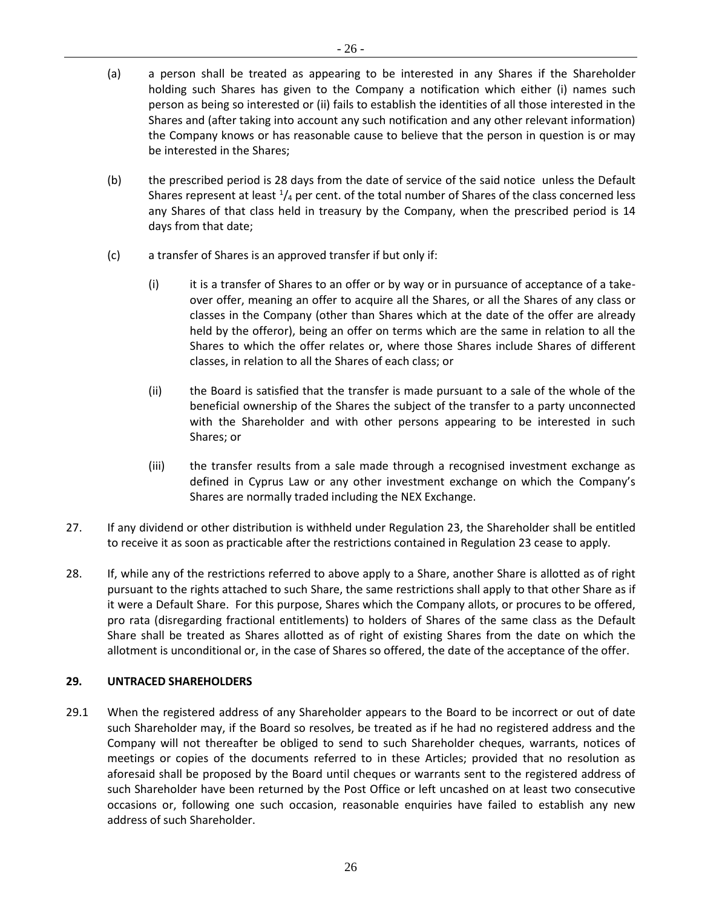(a) a person shall be treated as appearing to be interested in any Shares if the Shareholder holding such Shares has given to the Company a notification which either (i) names such person as being so interested or (ii) fails to establish the identities of all those interested in the Shares and (after taking into account any such notification and any other relevant information) the Company knows or has reasonable cause to believe that the person in question is or may be interested in the Shares;

(b) the prescribed period is 28 days from the date of service of the said notice unless the Default Shares represent at least $^1/_4$ per cent. of the total number of Shares of the class concerned less any Shares of that class held in treasury by the Company, when the prescribed period is 14 days from that date;

(c) a transfer of Shares is an approved transfer if but only if:

  (i) it is a transfer of Shares to an offer or by way or in pursuance of acceptance of a take-over offer, meaning an offer to acquire all the Shares, or all the Shares of any class or classes in the Company (other than Shares which at the date of the offer are already held by the offeror), being an offer on terms which are the same in relation to all the Shares to which the offer relates or, where those Shares include Shares of different classes, in relation to all the Shares of each class; or

  (ii) the Board is satisfied that the transfer is made pursuant to a sale of the whole of the beneficial ownership of the Shares the subject of the transfer to a party unconnected with the Shareholder and with other persons appearing to be interested in such Shares; or

  (iii) the transfer results from a sale made through a recognised investment exchange as defined in Cyprus Law or any other investment exchange on which the Company's Shares are normally traded including the NEX Exchange.

27. If any dividend or other distribution is withheld under Regulation 23, the Shareholder shall be entitled to receive it as soon as practicable after the restrictions contained in Regulation 23 cease to apply.

28. If, while any of the restrictions referred to above apply to a Share, another Share is allotted as of right pursuant to the rights attached to such Share, the same restrictions shall apply to that other Share as if it were a Default Share. For this purpose, Shares which the Company allots, or procures to be offered, pro rata (disregarding fractional entitlements) to holders of Shares of the same class as the Default Share shall be treated as Shares allotted as of right of existing Shares from the date on which the allotment is unconditional or, in the case of Shares so offered, the date of the acceptance of the offer.

**29. UNTRACED SHAREHOLDERS**

29.1 When the registered address of any Shareholder appears to the Board to be incorrect or out of date such Shareholder may, if the Board so resolves, be treated as if he had no registered address and the Company will not thereafter be obliged to send to such Shareholder cheques, warrants, notices of meetings or copies of the documents referred to in these Articles; provided that no resolution as aforesaid shall be proposed by the Board until cheques or warrants sent to the registered address of such Shareholder have been returned by the Post Office or left uncashed on at least two consecutive occasions or, following one such occasion, reasonable enquiries have failed to establish any new address of such Shareholder.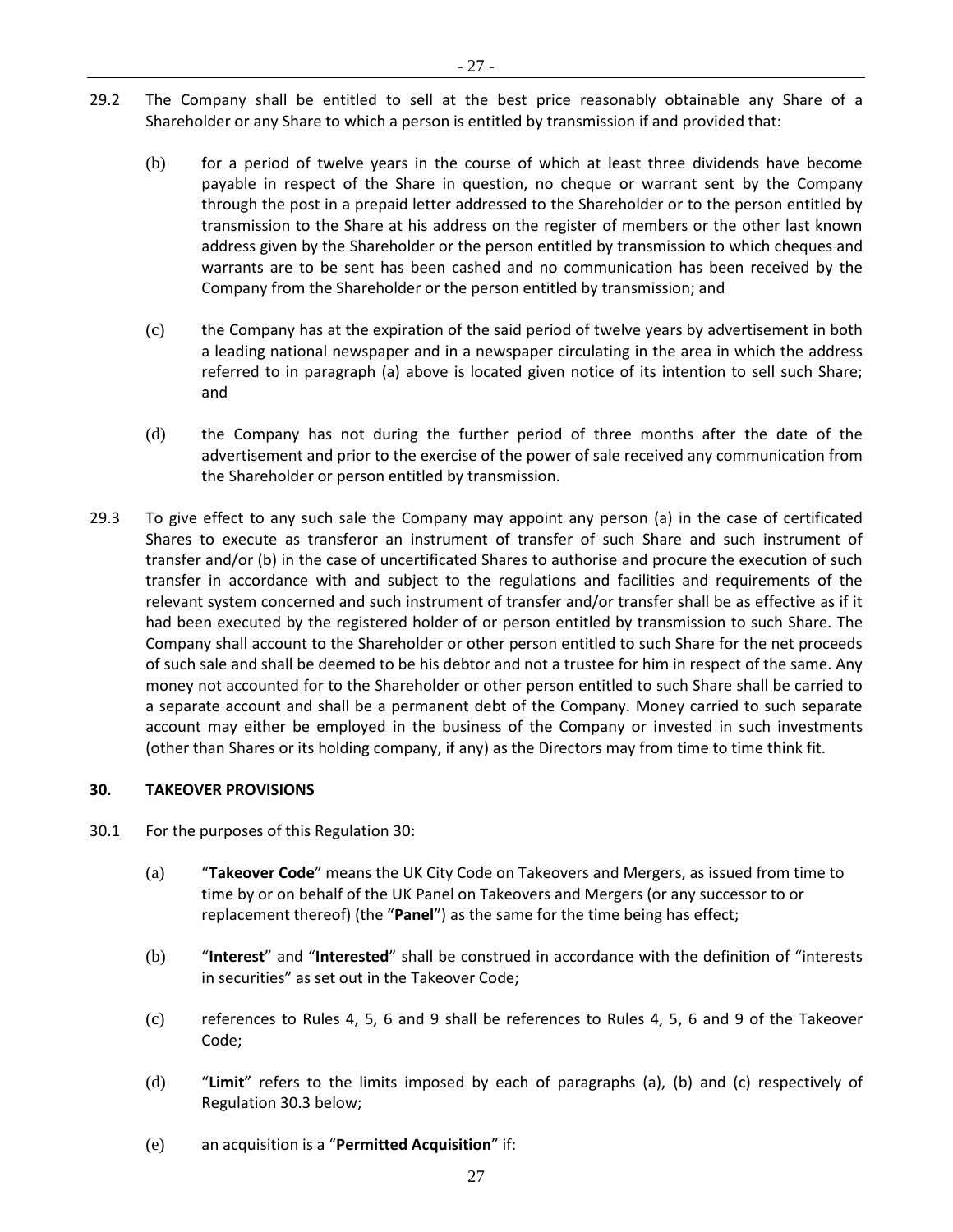29.2 The Company shall be entitled to sell at the best price reasonably obtainable any Share of a Shareholder or any Share to which a person is entitled by transmission if and provided that:

(b) for a period of twelve years in the course of which at least three dividends have become payable in respect of the Share in question, no cheque or warrant sent by the Company through the post in a prepaid letter addressed to the Shareholder or to the person entitled by transmission to the Share at his address on the register of members or the other last known address given by the Shareholder or the person entitled by transmission to which cheques and warrants are to be sent has been cashed and no communication has been received by the Company from the Shareholder or the person entitled by transmission; and

(c) the Company has at the expiration of the said period of twelve years by advertisement in both a leading national newspaper and in a newspaper circulating in the area in which the address referred to in paragraph (a) above is located given notice of its intention to sell such Share; and

(d) the Company has not during the further period of three months after the date of the advertisement and prior to the exercise of the power of sale received any communication from the Shareholder or person entitled by transmission.

29.3 To give effect to any such sale the Company may appoint any person (a) in the case of certificated Shares to execute as transferor an instrument of transfer of such Share and such instrument of transfer and/or (b) in the case of uncertificated Shares to authorise and procure the execution of such transfer in accordance with and subject to the regulations and facilities and requirements of the relevant system concerned and such instrument of transfer and/or transfer shall be as effective as if it had been executed by the registered holder of or person entitled by transmission to such Share. The Company shall account to the Shareholder or other person entitled to such Share for the net proceeds of such sale and shall be deemed to be his debtor and not a trustee for him in respect of the same. Any money not accounted for to the Shareholder or other person entitled to such Share shall be carried to a separate account and shall be a permanent debt of the Company. Money carried to such separate account may either be employed in the business of the Company or invested in such investments (other than Shares or its holding company, if any) as the Directors may from time to time think fit.

**30. TAKEOVER PROVISIONS**

30.1 For the purposes of this Regulation 30:

(a) "**Takeover Code**" means the UK City Code on Takeovers and Mergers, as issued from time to time by or on behalf of the UK Panel on Takeovers and Mergers (or any successor to or replacement thereof) (the "**Panel**") as the same for the time being has effect;

(b) "**Interest**" and "**Interested**" shall be construed in accordance with the definition of "interests in securities" as set out in the Takeover Code;

(c) references to Rules 4, 5, 6 and 9 shall be references to Rules 4, 5, 6 and 9 of the Takeover Code;

(d) "**Limit**" refers to the limits imposed by each of paragraphs (a), (b) and (c) respectively of Regulation 30.3 below;

(e) an acquisition is a "**Permitted Acquisition**" if: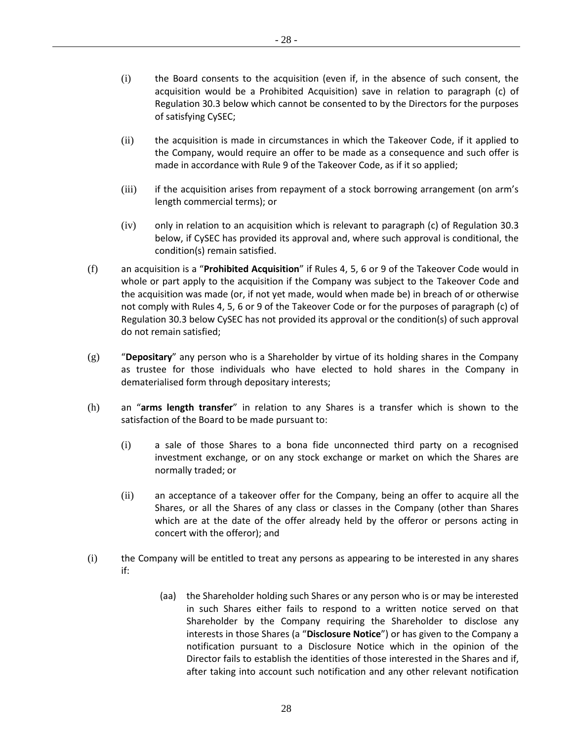(i) the Board consents to the acquisition (even if, in the absence of such consent, the acquisition would be a Prohibited Acquisition) save in relation to paragraph (c) of Regulation 30.3 below which cannot be consented to by the Directors for the purposes of satisfying CySEC;

(ii) the acquisition is made in circumstances in which the Takeover Code, if it applied to the Company, would require an offer to be made as a consequence and such offer is made in accordance with Rule 9 of the Takeover Code, as if it so applied;

(iii) if the acquisition arises from repayment of a stock borrowing arrangement (on arm's length commercial terms); or

(iv) only in relation to an acquisition which is relevant to paragraph (c) of Regulation 30.3 below, if CySEC has provided its approval and, where such approval is conditional, the condition(s) remain satisfied.

(f) an acquisition is a "**Prohibited Acquisition**" if Rules 4, 5, 6 or 9 of the Takeover Code would in whole or part apply to the acquisition if the Company was subject to the Takeover Code and the acquisition was made (or, if not yet made, would when made be) in breach of or otherwise not comply with Rules 4, 5, 6 or 9 of the Takeover Code or for the purposes of paragraph (c) of Regulation 30.3 below CySEC has not provided its approval or the condition(s) of such approval do not remain satisfied;

(g) "**Depositary**" any person who is a Shareholder by virtue of its holding shares in the Company as trustee for those individuals who have elected to hold shares in the Company in dematerialised form through depositary interests;

(h) an "**arms length transfer**" in relation to any Shares is a transfer which is shown to the satisfaction of the Board to be made pursuant to:

(i) a sale of those Shares to a bona fide unconnected third party on a recognised investment exchange, or on any stock exchange or market on which the Shares are normally traded; or

(ii) an acceptance of a takeover offer for the Company, being an offer to acquire all the Shares, or all the Shares of any class or classes in the Company (other than Shares which are at the date of the offer already held by the offeror or persons acting in concert with the offeror); and

(i) the Company will be entitled to treat any persons as appearing to be interested in any shares if:

(aa) the Shareholder holding such Shares or any person who is or may be interested in such Shares either fails to respond to a written notice served on that Shareholder by the Company requiring the Shareholder to disclose any interests in those Shares (a "**Disclosure Notice**") or has given to the Company a notification pursuant to a Disclosure Notice which in the opinion of the Director fails to establish the identities of those interested in the Shares and if, after taking into account such notification and any other relevant notification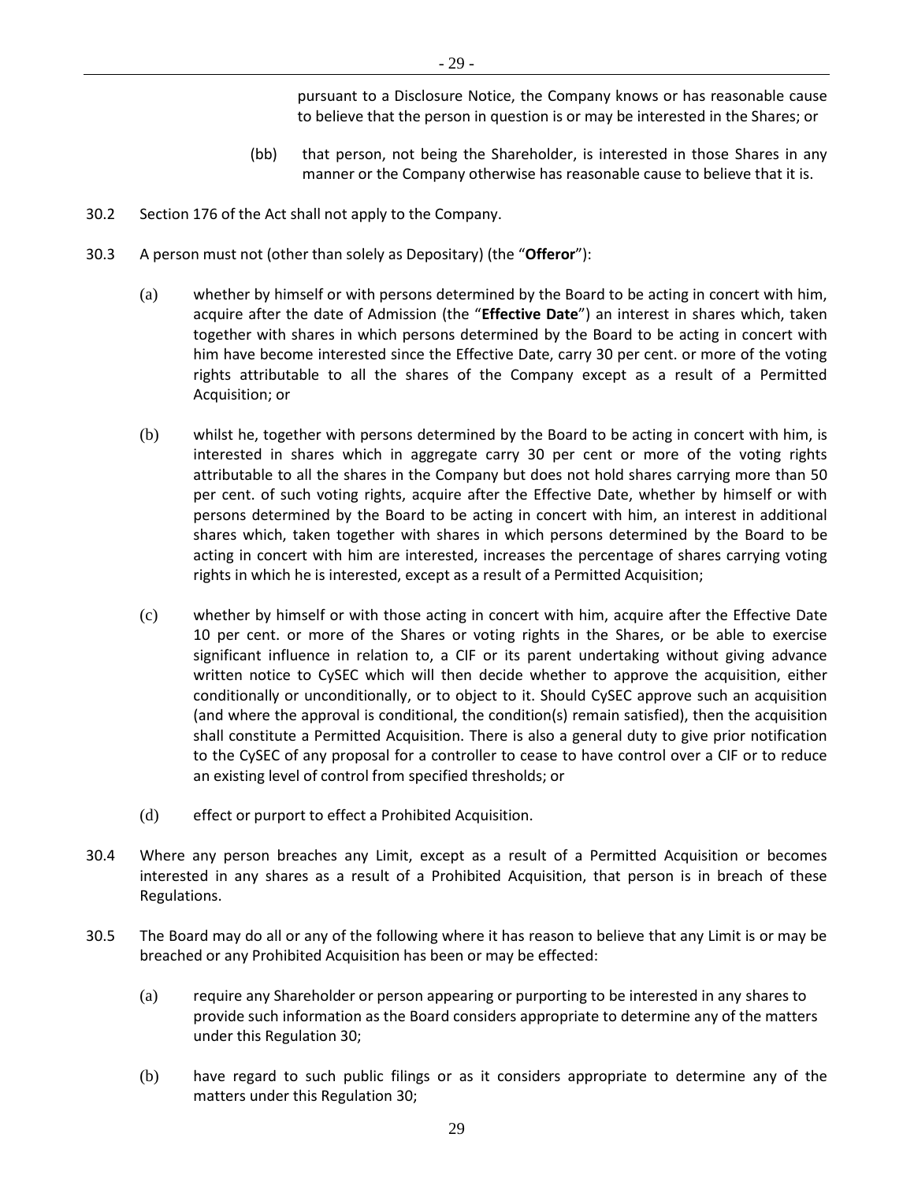pursuant to a Disclosure Notice, the Company knows or has reasonable cause to believe that the person in question is or may be interested in the Shares; or

(bb) that person, not being the Shareholder, is interested in those Shares in any manner or the Company otherwise has reasonable cause to believe that it is.

30.2 Section 176 of the Act shall not apply to the Company.

30.3 A person must not (other than solely as Depositary) (the "**Offeror**"):

(a) whether by himself or with persons determined by the Board to be acting in concert with him, acquire after the date of Admission (the "**Effective Date**") an interest in shares which, taken together with shares in which persons determined by the Board to be acting in concert with him have become interested since the Effective Date, carry 30 per cent. or more of the voting rights attributable to all the shares of the Company except as a result of a Permitted Acquisition; or

(b) whilst he, together with persons determined by the Board to be acting in concert with him, is interested in shares which in aggregate carry 30 per cent or more of the voting rights attributable to all the shares in the Company but does not hold shares carrying more than 50 per cent. of such voting rights, acquire after the Effective Date, whether by himself or with persons determined by the Board to be acting in concert with him, an interest in additional shares which, taken together with shares in which persons determined by the Board to be acting in concert with him are interested, increases the percentage of shares carrying voting rights in which he is interested, except as a result of a Permitted Acquisition;

(c) whether by himself or with those acting in concert with him, acquire after the Effective Date 10 per cent. or more of the Shares or voting rights in the Shares, or be able to exercise significant influence in relation to, a CIF or its parent undertaking without giving advance written notice to CySEC which will then decide whether to approve the acquisition, either conditionally or unconditionally, or to object to it. Should CySEC approve such an acquisition (and where the approval is conditional, the condition(s) remain satisfied), then the acquisition shall constitute a Permitted Acquisition. There is also a general duty to give prior notification to the CySEC of any proposal for a controller to cease to have control over a CIF or to reduce an existing level of control from specified thresholds; or

(d) effect or purport to effect a Prohibited Acquisition.

30.4 Where any person breaches any Limit, except as a result of a Permitted Acquisition or becomes interested in any shares as a result of a Prohibited Acquisition, that person is in breach of these Regulations.

30.5 The Board may do all or any of the following where it has reason to believe that any Limit is or may be breached or any Prohibited Acquisition has been or may be effected:

(a) require any Shareholder or person appearing or purporting to be interested in any shares to provide such information as the Board considers appropriate to determine any of the matters under this Regulation 30;

(b) have regard to such public filings or as it considers appropriate to determine any of the matters under this Regulation 30;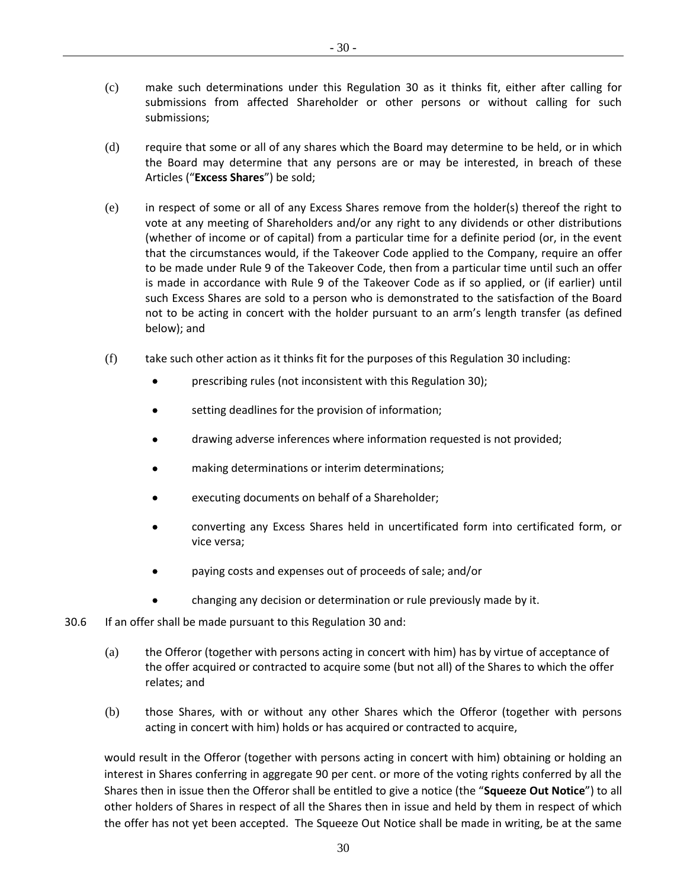(c) make such determinations under this Regulation 30 as it thinks fit, either after calling for submissions from affected Shareholder or other persons or without calling for such submissions;

(d) require that some or all of any shares which the Board may determine to be held, or in which the Board may determine that any persons are or may be interested, in breach of these Articles ("**Excess Shares**") be sold;

(e) in respect of some or all of any Excess Shares remove from the holder(s) thereof the right to vote at any meeting of Shareholders and/or any right to any dividends or other distributions (whether of income or of capital) from a particular time for a definite period (or, in the event that the circumstances would, if the Takeover Code applied to the Company, require an offer to be made under Rule 9 of the Takeover Code, then from a particular time until such an offer is made in accordance with Rule 9 of the Takeover Code as if so applied, or (if earlier) until such Excess Shares are sold to a person who is demonstrated to the satisfaction of the Board not to be acting in concert with the holder pursuant to an arm's length transfer (as defined below); and

(f) take such other action as it thinks fit for the purposes of this Regulation 30 including:

- prescribing rules (not inconsistent with this Regulation 30);
- setting deadlines for the provision of information;
- drawing adverse inferences where information requested is not provided;
- making determinations or interim determinations;
- executing documents on behalf of a Shareholder;
- converting any Excess Shares held in uncertificated form into certificated form, or vice versa;
- paying costs and expenses out of proceeds of sale; and/or
- changing any decision or determination or rule previously made by it.

30.6 If an offer shall be made pursuant to this Regulation 30 and:

(a) the Offeror (together with persons acting in concert with him) has by virtue of acceptance of the offer acquired or contracted to acquire some (but not all) of the Shares to which the offer relates; and

(b) those Shares, with or without any other Shares which the Offeror (together with persons acting in concert with him) holds or has acquired or contracted to acquire,

would result in the Offeror (together with persons acting in concert with him) obtaining or holding an interest in Shares conferring in aggregate 90 per cent. or more of the voting rights conferred by all the Shares then in issue then the Offeror shall be entitled to give a notice (the "**Squeeze Out Notice**") to all other holders of Shares in respect of all the Shares then in issue and held by them in respect of which the offer has not yet been accepted. The Squeeze Out Notice shall be made in writing, be at the same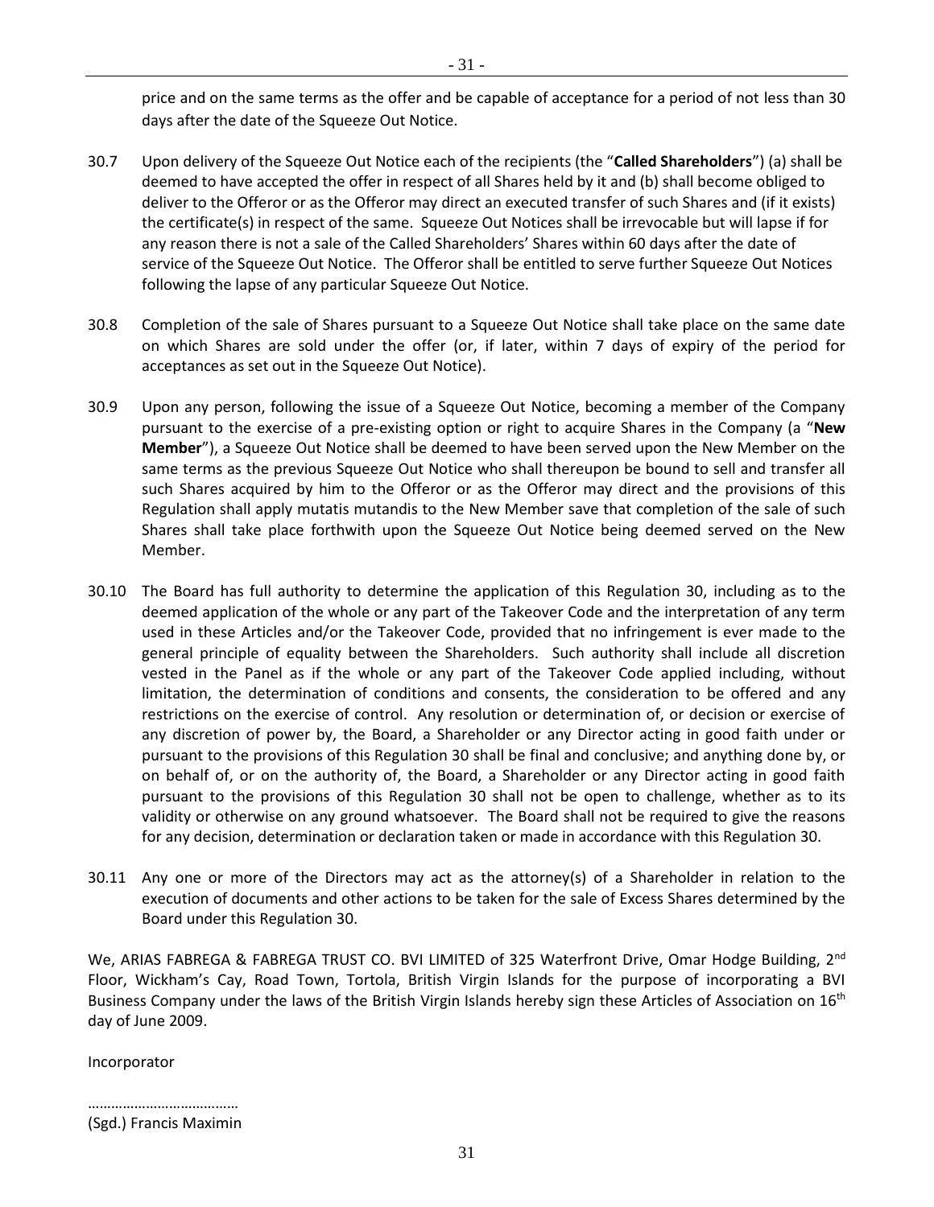price and on the same terms as the offer and be capable of acceptance for a period of not less than 30 days after the date of the Squeeze Out Notice.

30.7 Upon delivery of the Squeeze Out Notice each of the recipients (the "**Called Shareholders**") (a) shall be deemed to have accepted the offer in respect of all Shares held by it and (b) shall become obliged to deliver to the Offeror or as the Offeror may direct an executed transfer of such Shares and (if it exists) the certificate(s) in respect of the same. Squeeze Out Notices shall be irrevocable but will lapse if for any reason there is not a sale of the Called Shareholders' Shares within 60 days after the date of service of the Squeeze Out Notice. The Offeror shall be entitled to serve further Squeeze Out Notices following the lapse of any particular Squeeze Out Notice.

30.8 Completion of the sale of Shares pursuant to a Squeeze Out Notice shall take place on the same date on which Shares are sold under the offer (or, if later, within 7 days of expiry of the period for acceptances as set out in the Squeeze Out Notice).

30.9 Upon any person, following the issue of a Squeeze Out Notice, becoming a member of the Company pursuant to the exercise of a pre-existing option or right to acquire Shares in the Company (a "**New Member**"), a Squeeze Out Notice shall be deemed to have been served upon the New Member on the same terms as the previous Squeeze Out Notice who shall thereupon be bound to sell and transfer all such Shares acquired by him to the Offeror or as the Offeror may direct and the provisions of this Regulation shall apply mutatis mutandis to the New Member save that completion of the sale of such Shares shall take place forthwith upon the Squeeze Out Notice being deemed served on the New Member.

30.10 The Board has full authority to determine the application of this Regulation 30, including as to the deemed application of the whole or any part of the Takeover Code and the interpretation of any term used in these Articles and/or the Takeover Code, provided that no infringement is ever made to the general principle of equality between the Shareholders. Such authority shall include all discretion vested in the Panel as if the whole or any part of the Takeover Code applied including, without limitation, the determination of conditions and consents, the consideration to be offered and any restrictions on the exercise of control. Any resolution or determination of, or decision or exercise of any discretion of power by, the Board, a Shareholder or any Director acting in good faith under or pursuant to the provisions of this Regulation 30 shall be final and conclusive; and anything done by, or on behalf of, or on the authority of, the Board, a Shareholder or any Director acting in good faith pursuant to the provisions of this Regulation 30 shall not be open to challenge, whether as to its validity or otherwise on any ground whatsoever. The Board shall not be required to give the reasons for any decision, determination or declaration taken or made in accordance with this Regulation 30.

30.11 Any one or more of the Directors may act as the attorney(s) of a Shareholder in relation to the execution of documents and other actions to be taken for the sale of Excess Shares determined by the Board under this Regulation 30.

We, ARIAS FABREGA & FABREGA TRUST CO. BVI LIMITED of 325 Waterfront Drive, Omar Hodge Building, 2nd Floor, Wickham's Cay, Road Town, Tortola, British Virgin Islands for the purpose of incorporating a BVI Business Company under the laws of the British Virgin Islands hereby sign these Articles of Association on 16th day of June 2009.

Incorporator

…………………………………
(Sgd.) Francis Maximin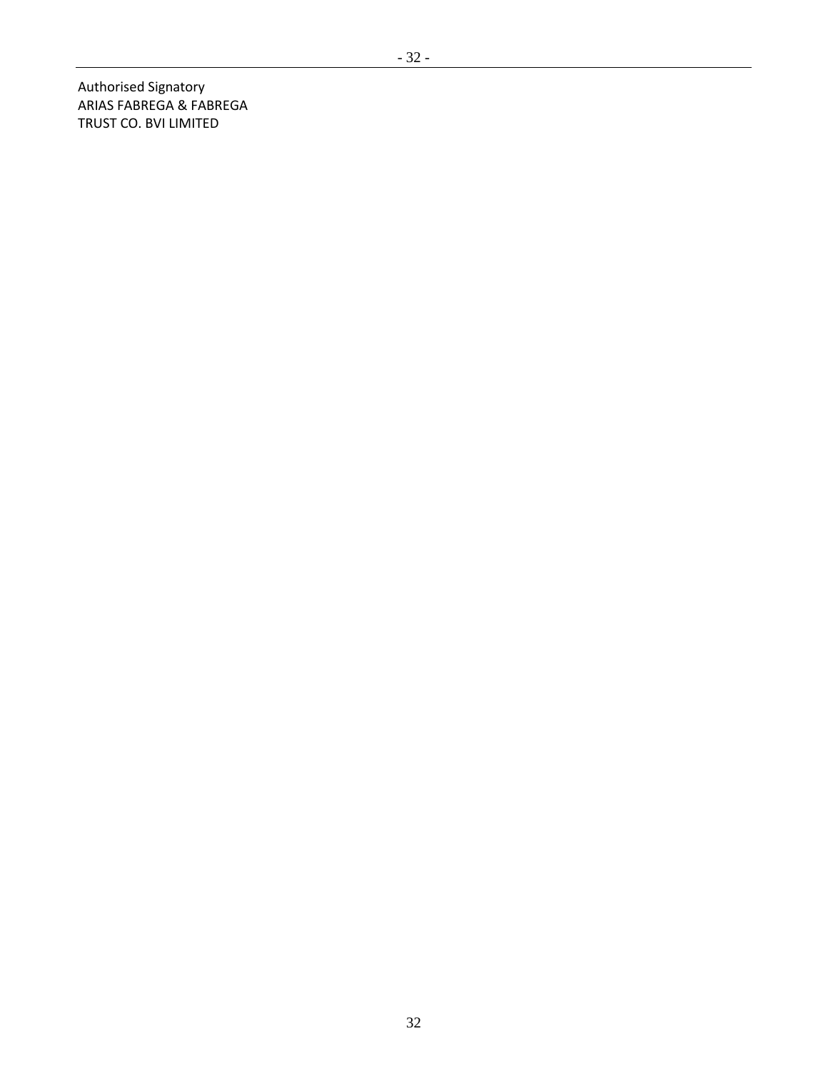Authorised Signatory
ARIAS FABREGA & FABREGA
TRUST CO. BVI LIMITED